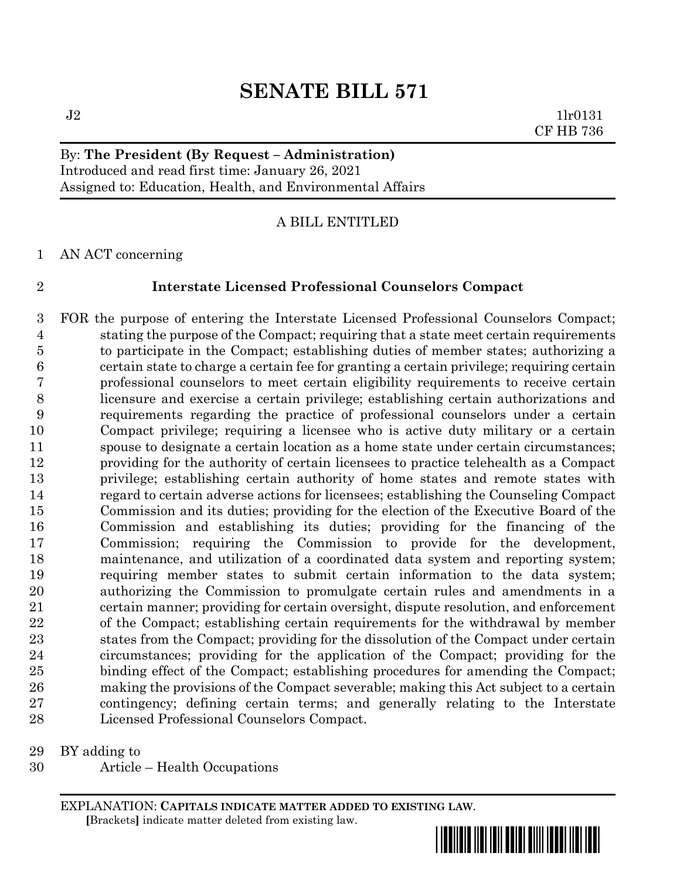# SENATE BILL 571

J2 1lr0131
CF HB 736

By: **The President (By Request – Administration)**
Introduced and read first time: January 26, 2021
Assigned to: Education, Health, and Environmental Affairs

A BILL ENTITLED

AN ACT concerning

**Interstate Licensed Professional Counselors Compact**

FOR the purpose of entering the Interstate Licensed Professional Counselors Compact; stating the purpose of the Compact; requiring that a state meet certain requirements to participate in the Compact; establishing duties of member states; authorizing a certain state to charge a certain fee for granting a certain privilege; requiring certain professional counselors to meet certain eligibility requirements to receive certain licensure and exercise a certain privilege; establishing certain authorizations and requirements regarding the practice of professional counselors under a certain Compact privilege; requiring a licensee who is active duty military or a certain spouse to designate a certain location as a home state under certain circumstances; providing for the authority of certain licensees to practice telehealth as a Compact privilege; establishing certain authority of home states and remote states with regard to certain adverse actions for licensees; establishing the Counseling Compact Commission and its duties; providing for the election of the Executive Board of the Commission and establishing its duties; providing for the financing of the Commission; requiring the Commission to provide for the development, maintenance, and utilization of a coordinated data system and reporting system; requiring member states to submit certain information to the data system; authorizing the Commission to promulgate certain rules and amendments in a certain manner; providing for certain oversight, dispute resolution, and enforcement of the Compact; establishing certain requirements for the withdrawal by member states from the Compact; providing for the dissolution of the Compact under certain circumstances; providing for the application of the Compact; providing for the binding effect of the Compact; establishing procedures for amending the Compact; making the provisions of the Compact severable; making this Act subject to a certain contingency; defining certain terms; and generally relating to the Interstate Licensed Professional Counselors Compact.

BY adding to
Article – Health Occupations

EXPLANATION: **CAPITALS INDICATE MATTER ADDED TO EXISTING LAW**.
**[**Brackets**]** indicate matter deleted from existing law.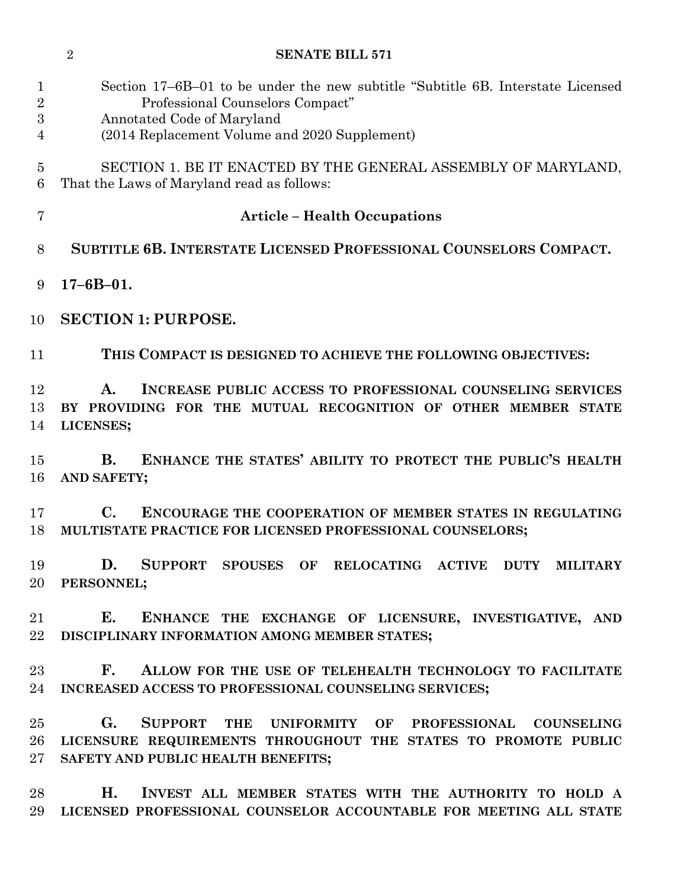Section 17–6B–01 to be under the new subtitle "Subtitle 6B. Interstate Licensed Professional Counselors Compact"
Annotated Code of Maryland
(2014 Replacement Volume and 2020 Supplement)

SECTION 1. BE IT ENACTED BY THE GENERAL ASSEMBLY OF MARYLAND, That the Laws of Maryland read as follows:

**Article – Health Occupations**

**SUBTITLE 6B. INTERSTATE LICENSED PROFESSIONAL COUNSELORS COMPACT.**

**17–6B–01.**

**SECTION 1: PURPOSE.**

**THIS COMPACT IS DESIGNED TO ACHIEVE THE FOLLOWING OBJECTIVES:**

**A. INCREASE PUBLIC ACCESS TO PROFESSIONAL COUNSELING SERVICES BY PROVIDING FOR THE MUTUAL RECOGNITION OF OTHER MEMBER STATE LICENSES;**

**B. ENHANCE THE STATES' ABILITY TO PROTECT THE PUBLIC'S HEALTH AND SAFETY;**

**C. ENCOURAGE THE COOPERATION OF MEMBER STATES IN REGULATING MULTISTATE PRACTICE FOR LICENSED PROFESSIONAL COUNSELORS;**

**D. SUPPORT SPOUSES OF RELOCATING ACTIVE DUTY MILITARY PERSONNEL;**

**E. ENHANCE THE EXCHANGE OF LICENSURE, INVESTIGATIVE, AND DISCIPLINARY INFORMATION AMONG MEMBER STATES;**

**F. ALLOW FOR THE USE OF TELEHEALTH TECHNOLOGY TO FACILITATE INCREASED ACCESS TO PROFESSIONAL COUNSELING SERVICES;**

**G. SUPPORT THE UNIFORMITY OF PROFESSIONAL COUNSELING LICENSURE REQUIREMENTS THROUGHOUT THE STATES TO PROMOTE PUBLIC SAFETY AND PUBLIC HEALTH BENEFITS;**

**H. INVEST ALL MEMBER STATES WITH THE AUTHORITY TO HOLD A LICENSED PROFESSIONAL COUNSELOR ACCOUNTABLE FOR MEETING ALL STATE**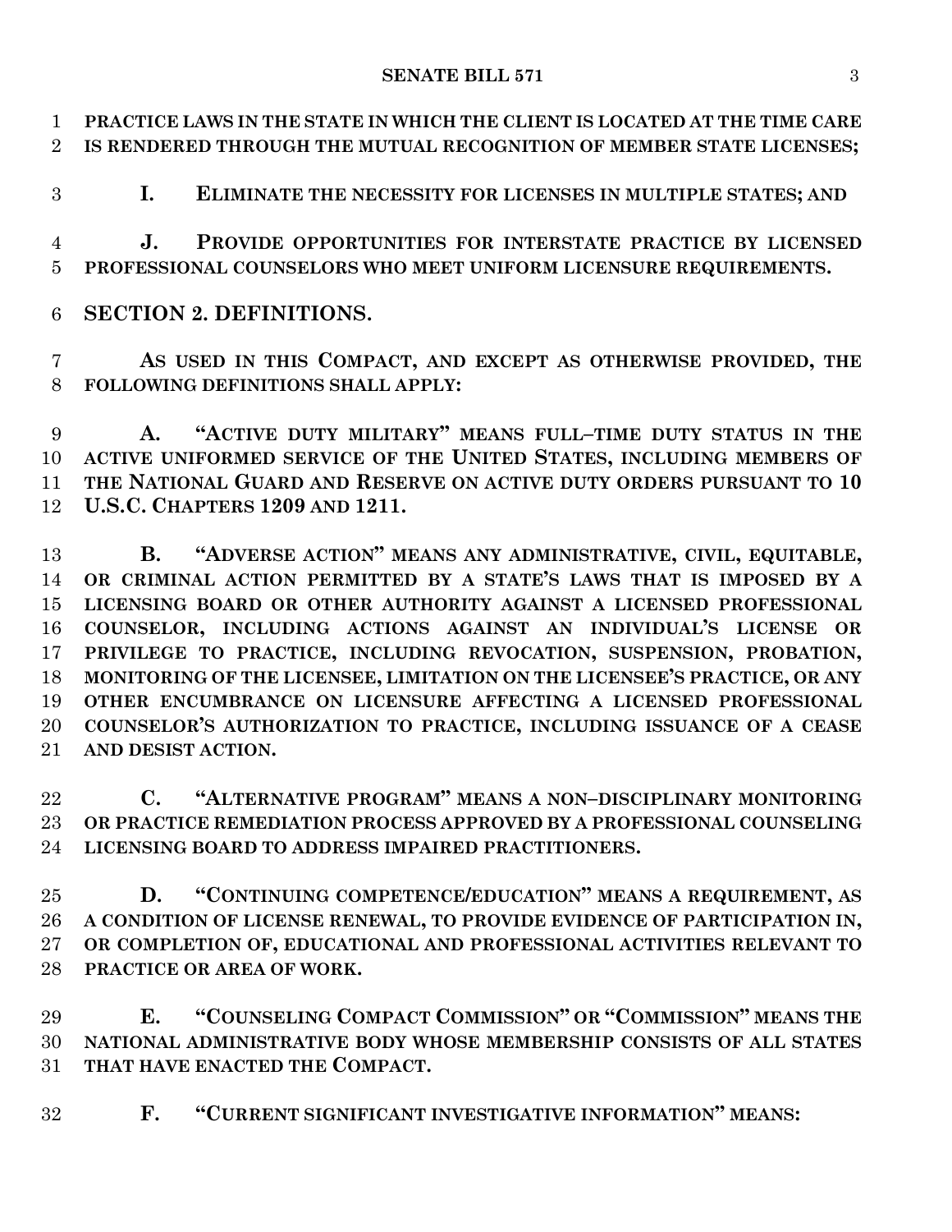**PRACTICE LAWS IN THE STATE IN WHICH THE CLIENT IS LOCATED AT THE TIME CARE IS RENDERED THROUGH THE MUTUAL RECOGNITION OF MEMBER STATE LICENSES;**

**I. ELIMINATE THE NECESSITY FOR LICENSES IN MULTIPLE STATES; AND**

**J. PROVIDE OPPORTUNITIES FOR INTERSTATE PRACTICE BY LICENSED PROFESSIONAL COUNSELORS WHO MEET UNIFORM LICENSURE REQUIREMENTS.**

**SECTION 2. DEFINITIONS.**

**AS USED IN THIS COMPACT, AND EXCEPT AS OTHERWISE PROVIDED, THE FOLLOWING DEFINITIONS SHALL APPLY:**

**A. "ACTIVE DUTY MILITARY" MEANS FULL–TIME DUTY STATUS IN THE ACTIVE UNIFORMED SERVICE OF THE UNITED STATES, INCLUDING MEMBERS OF THE NATIONAL GUARD AND RESERVE ON ACTIVE DUTY ORDERS PURSUANT TO 10 U.S.C. CHAPTERS 1209 AND 1211.**

**B. "ADVERSE ACTION" MEANS ANY ADMINISTRATIVE, CIVIL, EQUITABLE, OR CRIMINAL ACTION PERMITTED BY A STATE'S LAWS THAT IS IMPOSED BY A LICENSING BOARD OR OTHER AUTHORITY AGAINST A LICENSED PROFESSIONAL COUNSELOR, INCLUDING ACTIONS AGAINST AN INDIVIDUAL'S LICENSE OR PRIVILEGE TO PRACTICE, INCLUDING REVOCATION, SUSPENSION, PROBATION, MONITORING OF THE LICENSEE, LIMITATION ON THE LICENSEE'S PRACTICE, OR ANY OTHER ENCUMBRANCE ON LICENSURE AFFECTING A LICENSED PROFESSIONAL COUNSELOR'S AUTHORIZATION TO PRACTICE, INCLUDING ISSUANCE OF A CEASE AND DESIST ACTION.**

**C. "ALTERNATIVE PROGRAM" MEANS A NON–DISCIPLINARY MONITORING OR PRACTICE REMEDIATION PROCESS APPROVED BY A PROFESSIONAL COUNSELING LICENSING BOARD TO ADDRESS IMPAIRED PRACTITIONERS.**

**D. "CONTINUING COMPETENCE/EDUCATION" MEANS A REQUIREMENT, AS A CONDITION OF LICENSE RENEWAL, TO PROVIDE EVIDENCE OF PARTICIPATION IN, OR COMPLETION OF, EDUCATIONAL AND PROFESSIONAL ACTIVITIES RELEVANT TO PRACTICE OR AREA OF WORK.**

**E. "COUNSELING COMPACT COMMISSION" OR "COMMISSION" MEANS THE NATIONAL ADMINISTRATIVE BODY WHOSE MEMBERSHIP CONSISTS OF ALL STATES THAT HAVE ENACTED THE COMPACT.**

**F. "CURRENT SIGNIFICANT INVESTIGATIVE INFORMATION" MEANS:**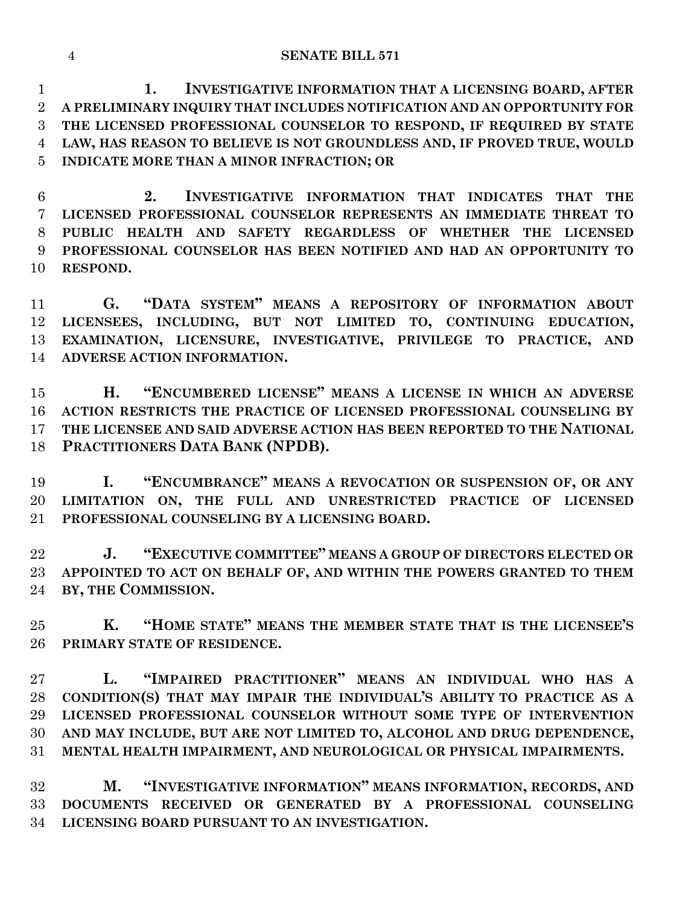**1. INVESTIGATIVE INFORMATION THAT A LICENSING BOARD, AFTER A PRELIMINARY INQUIRY THAT INCLUDES NOTIFICATION AND AN OPPORTUNITY FOR THE LICENSED PROFESSIONAL COUNSELOR TO RESPOND, IF REQUIRED BY STATE LAW, HAS REASON TO BELIEVE IS NOT GROUNDLESS AND, IF PROVED TRUE, WOULD INDICATE MORE THAN A MINOR INFRACTION; OR**

**2. INVESTIGATIVE INFORMATION THAT INDICATES THAT THE LICENSED PROFESSIONAL COUNSELOR REPRESENTS AN IMMEDIATE THREAT TO PUBLIC HEALTH AND SAFETY REGARDLESS OF WHETHER THE LICENSED PROFESSIONAL COUNSELOR HAS BEEN NOTIFIED AND HAD AN OPPORTUNITY TO RESPOND.**

**G. "DATA SYSTEM" MEANS A REPOSITORY OF INFORMATION ABOUT LICENSEES, INCLUDING, BUT NOT LIMITED TO, CONTINUING EDUCATION, EXAMINATION, LICENSURE, INVESTIGATIVE, PRIVILEGE TO PRACTICE, AND ADVERSE ACTION INFORMATION.**

**H. "ENCUMBERED LICENSE" MEANS A LICENSE IN WHICH AN ADVERSE ACTION RESTRICTS THE PRACTICE OF LICENSED PROFESSIONAL COUNSELING BY THE LICENSEE AND SAID ADVERSE ACTION HAS BEEN REPORTED TO THE NATIONAL PRACTITIONERS DATA BANK (NPDB).**

**I. "ENCUMBRANCE" MEANS A REVOCATION OR SUSPENSION OF, OR ANY LIMITATION ON, THE FULL AND UNRESTRICTED PRACTICE OF LICENSED PROFESSIONAL COUNSELING BY A LICENSING BOARD.**

**J. "EXECUTIVE COMMITTEE" MEANS A GROUP OF DIRECTORS ELECTED OR APPOINTED TO ACT ON BEHALF OF, AND WITHIN THE POWERS GRANTED TO THEM BY, THE COMMISSION.**

**K. "HOME STATE" MEANS THE MEMBER STATE THAT IS THE LICENSEE'S PRIMARY STATE OF RESIDENCE.**

**L. "IMPAIRED PRACTITIONER" MEANS AN INDIVIDUAL WHO HAS A CONDITION(S) THAT MAY IMPAIR THE INDIVIDUAL'S ABILITY TO PRACTICE AS A LICENSED PROFESSIONAL COUNSELOR WITHOUT SOME TYPE OF INTERVENTION AND MAY INCLUDE, BUT ARE NOT LIMITED TO, ALCOHOL AND DRUG DEPENDENCE, MENTAL HEALTH IMPAIRMENT, AND NEUROLOGICAL OR PHYSICAL IMPAIRMENTS.**

**M. "INVESTIGATIVE INFORMATION" MEANS INFORMATION, RECORDS, AND DOCUMENTS RECEIVED OR GENERATED BY A PROFESSIONAL COUNSELING LICENSING BOARD PURSUANT TO AN INVESTIGATION.**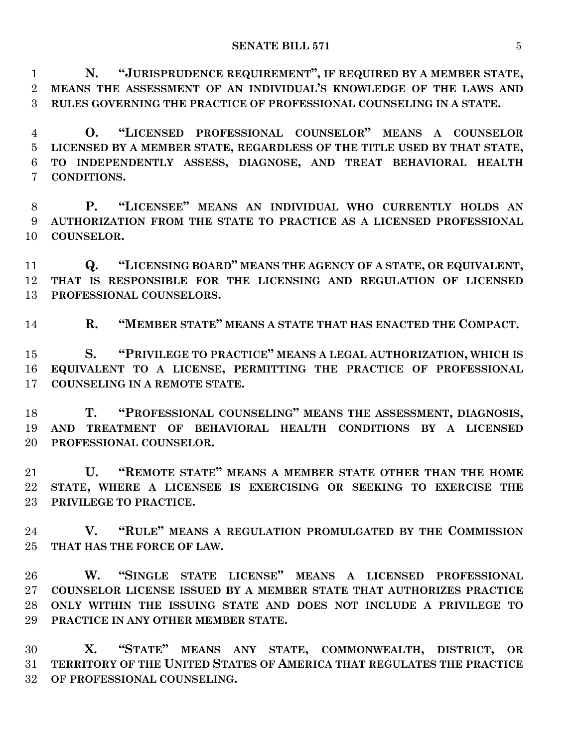**N. "JURISPRUDENCE REQUIREMENT", IF REQUIRED BY A MEMBER STATE, MEANS THE ASSESSMENT OF AN INDIVIDUAL'S KNOWLEDGE OF THE LAWS AND RULES GOVERNING THE PRACTICE OF PROFESSIONAL COUNSELING IN A STATE.**

**O. "LICENSED PROFESSIONAL COUNSELOR" MEANS A COUNSELOR LICENSED BY A MEMBER STATE, REGARDLESS OF THE TITLE USED BY THAT STATE, TO INDEPENDENTLY ASSESS, DIAGNOSE, AND TREAT BEHAVIORAL HEALTH CONDITIONS.**

**P. "LICENSEE" MEANS AN INDIVIDUAL WHO CURRENTLY HOLDS AN AUTHORIZATION FROM THE STATE TO PRACTICE AS A LICENSED PROFESSIONAL COUNSELOR.**

**Q. "LICENSING BOARD" MEANS THE AGENCY OF A STATE, OR EQUIVALENT, THAT IS RESPONSIBLE FOR THE LICENSING AND REGULATION OF LICENSED PROFESSIONAL COUNSELORS.**

**R. "MEMBER STATE" MEANS A STATE THAT HAS ENACTED THE COMPACT.**

**S. "PRIVILEGE TO PRACTICE" MEANS A LEGAL AUTHORIZATION, WHICH IS EQUIVALENT TO A LICENSE, PERMITTING THE PRACTICE OF PROFESSIONAL COUNSELING IN A REMOTE STATE.**

**T. "PROFESSIONAL COUNSELING" MEANS THE ASSESSMENT, DIAGNOSIS, AND TREATMENT OF BEHAVIORAL HEALTH CONDITIONS BY A LICENSED PROFESSIONAL COUNSELOR.**

**U. "REMOTE STATE" MEANS A MEMBER STATE OTHER THAN THE HOME STATE, WHERE A LICENSEE IS EXERCISING OR SEEKING TO EXERCISE THE PRIVILEGE TO PRACTICE.**

**V. "RULE" MEANS A REGULATION PROMULGATED BY THE COMMISSION THAT HAS THE FORCE OF LAW.**

**W. "SINGLE STATE LICENSE" MEANS A LICENSED PROFESSIONAL COUNSELOR LICENSE ISSUED BY A MEMBER STATE THAT AUTHORIZES PRACTICE ONLY WITHIN THE ISSUING STATE AND DOES NOT INCLUDE A PRIVILEGE TO PRACTICE IN ANY OTHER MEMBER STATE.**

**X. "STATE" MEANS ANY STATE, COMMONWEALTH, DISTRICT, OR TERRITORY OF THE UNITED STATES OF AMERICA THAT REGULATES THE PRACTICE OF PROFESSIONAL COUNSELING.**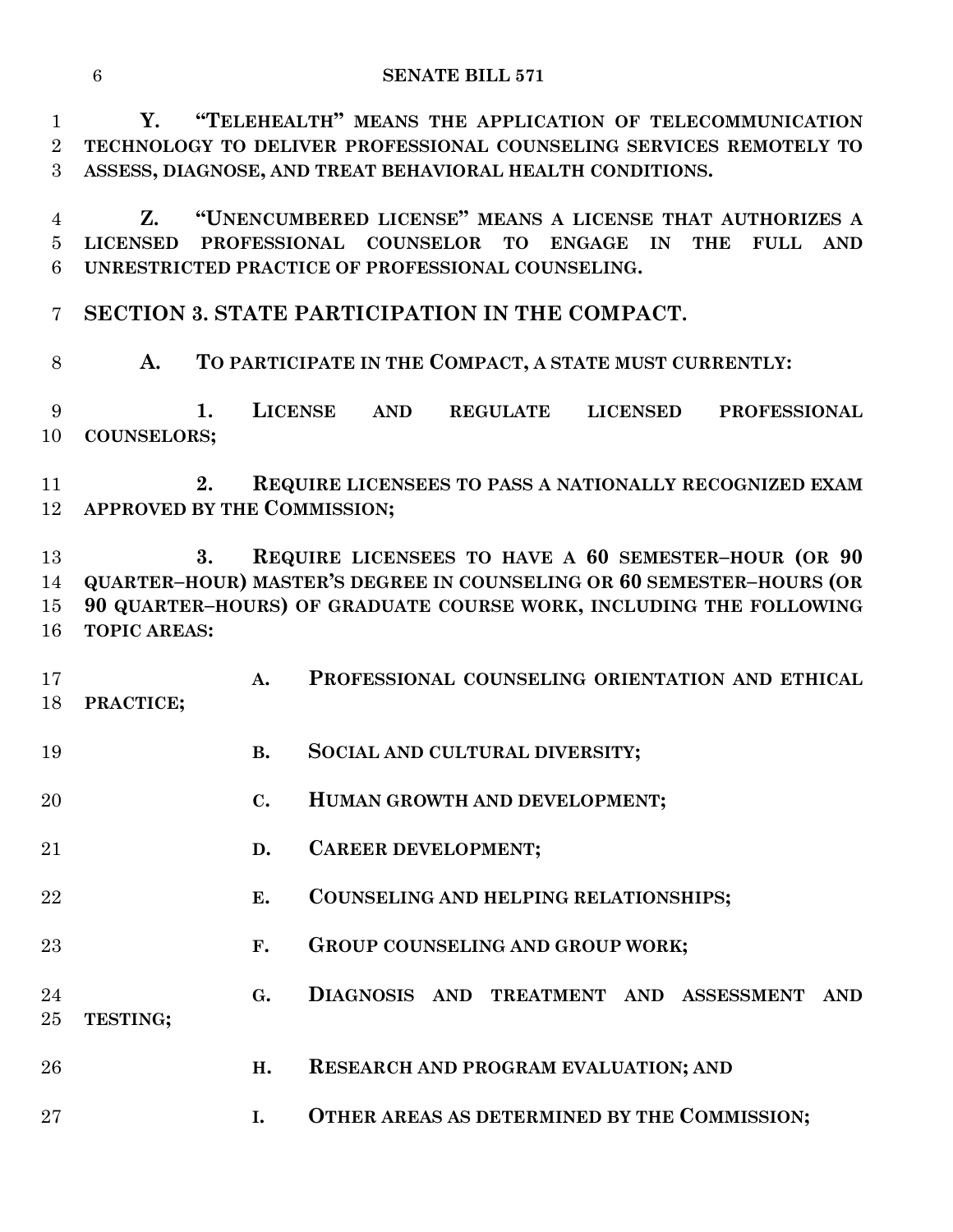**Y. "TELEHEALTH" MEANS THE APPLICATION OF TELECOMMUNICATION TECHNOLOGY TO DELIVER PROFESSIONAL COUNSELING SERVICES REMOTELY TO ASSESS, DIAGNOSE, AND TREAT BEHAVIORAL HEALTH CONDITIONS.**

**Z. "UNENCUMBERED LICENSE" MEANS A LICENSE THAT AUTHORIZES A LICENSED PROFESSIONAL COUNSELOR TO ENGAGE IN THE FULL AND UNRESTRICTED PRACTICE OF PROFESSIONAL COUNSELING.**

## SECTION 3. STATE PARTICIPATION IN THE COMPACT.

**A. TO PARTICIPATE IN THE COMPACT, A STATE MUST CURRENTLY:**

**1. LICENSE AND REGULATE LICENSED PROFESSIONAL COUNSELORS;**

**2. REQUIRE LICENSEES TO PASS A NATIONALLY RECOGNIZED EXAM APPROVED BY THE COMMISSION;**

**3. REQUIRE LICENSEES TO HAVE A 60 SEMESTER–HOUR (OR 90 QUARTER–HOUR) MASTER'S DEGREE IN COUNSELING OR 60 SEMESTER–HOURS (OR 90 QUARTER–HOURS) OF GRADUATE COURSE WORK, INCLUDING THE FOLLOWING TOPIC AREAS:**

**A. PROFESSIONAL COUNSELING ORIENTATION AND ETHICAL PRACTICE;**

**B. SOCIAL AND CULTURAL DIVERSITY;**

**C. HUMAN GROWTH AND DEVELOPMENT;**

**D. CAREER DEVELOPMENT;**

**E. COUNSELING AND HELPING RELATIONSHIPS;**

**F. GROUP COUNSELING AND GROUP WORK;**

**G. DIAGNOSIS AND TREATMENT AND ASSESSMENT AND TESTING;**

**H. RESEARCH AND PROGRAM EVALUATION; AND**

**I. OTHER AREAS AS DETERMINED BY THE COMMISSION;**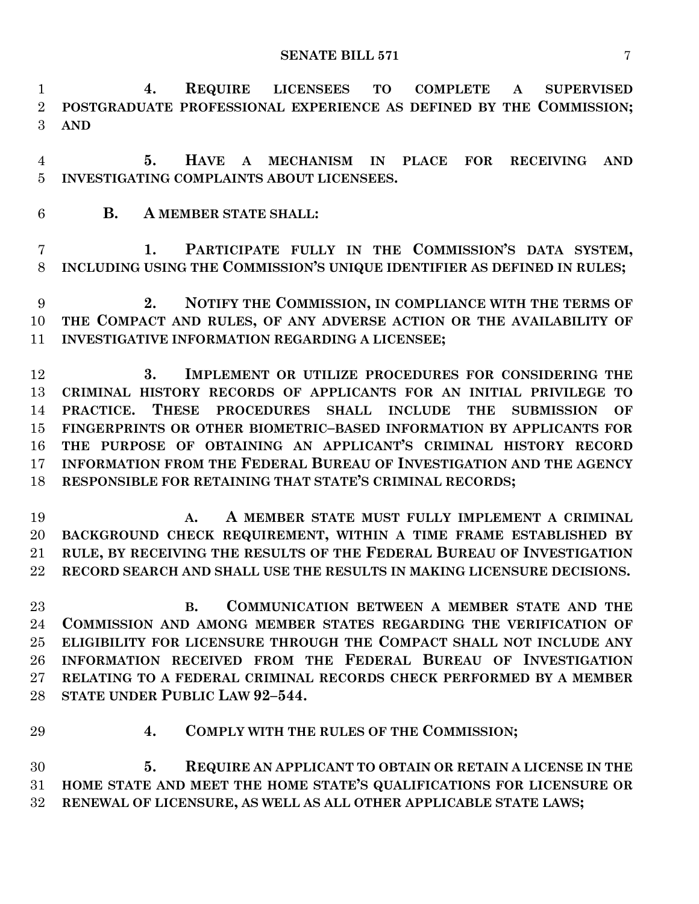**4. REQUIRE LICENSEES TO COMPLETE A SUPERVISED POSTGRADUATE PROFESSIONAL EXPERIENCE AS DEFINED BY THE COMMISSION; AND**

**5. HAVE A MECHANISM IN PLACE FOR RECEIVING AND INVESTIGATING COMPLAINTS ABOUT LICENSEES.**

**B. A MEMBER STATE SHALL:**

**1. PARTICIPATE FULLY IN THE COMMISSION'S DATA SYSTEM, INCLUDING USING THE COMMISSION'S UNIQUE IDENTIFIER AS DEFINED IN RULES;**

**2. NOTIFY THE COMMISSION, IN COMPLIANCE WITH THE TERMS OF THE COMPACT AND RULES, OF ANY ADVERSE ACTION OR THE AVAILABILITY OF INVESTIGATIVE INFORMATION REGARDING A LICENSEE;**

**3. IMPLEMENT OR UTILIZE PROCEDURES FOR CONSIDERING THE CRIMINAL HISTORY RECORDS OF APPLICANTS FOR AN INITIAL PRIVILEGE TO PRACTICE. THESE PROCEDURES SHALL INCLUDE THE SUBMISSION OF FINGERPRINTS OR OTHER BIOMETRIC–BASED INFORMATION BY APPLICANTS FOR THE PURPOSE OF OBTAINING AN APPLICANT'S CRIMINAL HISTORY RECORD INFORMATION FROM THE FEDERAL BUREAU OF INVESTIGATION AND THE AGENCY RESPONSIBLE FOR RETAINING THAT STATE'S CRIMINAL RECORDS;**

**A. A MEMBER STATE MUST FULLY IMPLEMENT A CRIMINAL BACKGROUND CHECK REQUIREMENT, WITHIN A TIME FRAME ESTABLISHED BY RULE, BY RECEIVING THE RESULTS OF THE FEDERAL BUREAU OF INVESTIGATION RECORD SEARCH AND SHALL USE THE RESULTS IN MAKING LICENSURE DECISIONS.**

**B. COMMUNICATION BETWEEN A MEMBER STATE AND THE COMMISSION AND AMONG MEMBER STATES REGARDING THE VERIFICATION OF ELIGIBILITY FOR LICENSURE THROUGH THE COMPACT SHALL NOT INCLUDE ANY INFORMATION RECEIVED FROM THE FEDERAL BUREAU OF INVESTIGATION RELATING TO A FEDERAL CRIMINAL RECORDS CHECK PERFORMED BY A MEMBER STATE UNDER PUBLIC LAW 92–544.**

**4. COMPLY WITH THE RULES OF THE COMMISSION;**

**5. REQUIRE AN APPLICANT TO OBTAIN OR RETAIN A LICENSE IN THE HOME STATE AND MEET THE HOME STATE'S QUALIFICATIONS FOR LICENSURE OR RENEWAL OF LICENSURE, AS WELL AS ALL OTHER APPLICABLE STATE LAWS;**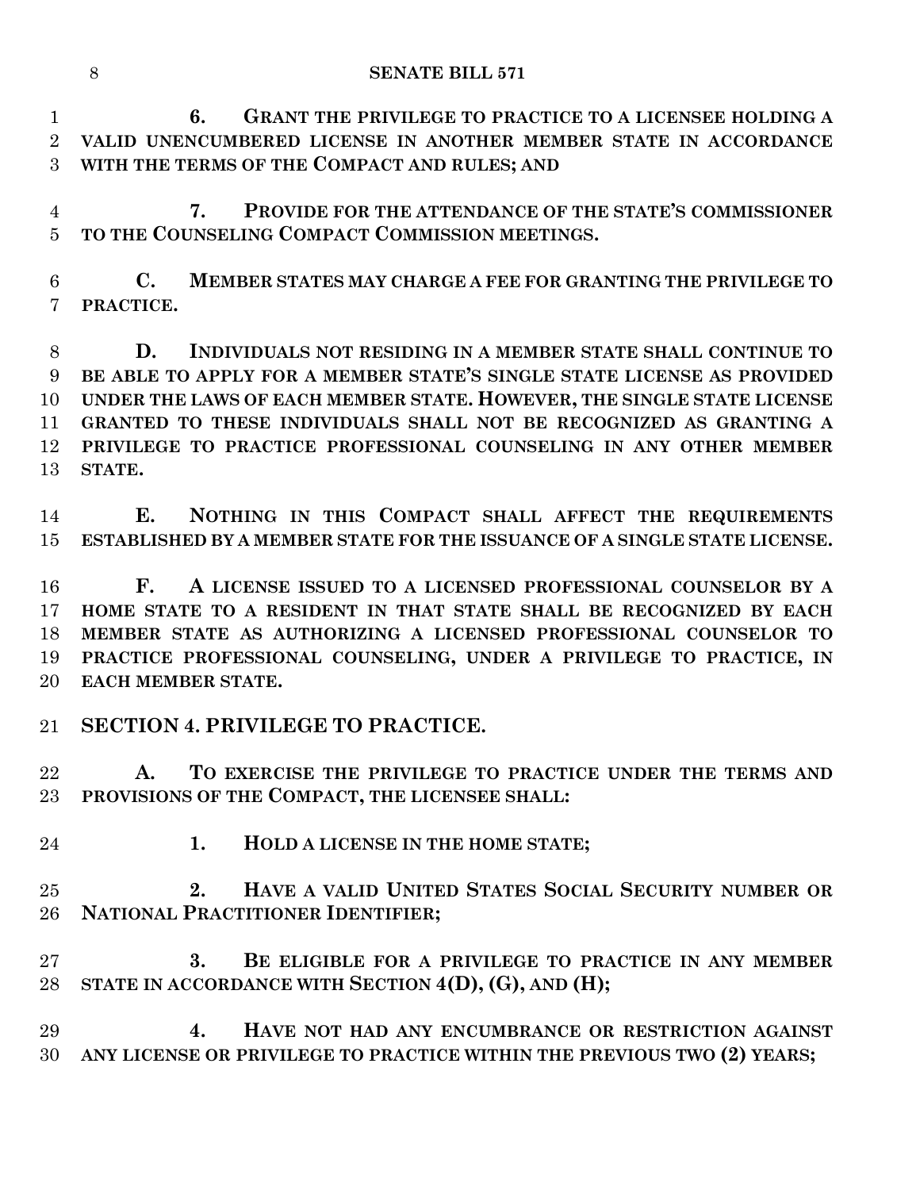**6. GRANT THE PRIVILEGE TO PRACTICE TO A LICENSEE HOLDING A VALID UNENCUMBERED LICENSE IN ANOTHER MEMBER STATE IN ACCORDANCE WITH THE TERMS OF THE COMPACT AND RULES; AND**

**7. PROVIDE FOR THE ATTENDANCE OF THE STATE'S COMMISSIONER TO THE COUNSELING COMPACT COMMISSION MEETINGS.**

**C. MEMBER STATES MAY CHARGE A FEE FOR GRANTING THE PRIVILEGE TO PRACTICE.**

**D. INDIVIDUALS NOT RESIDING IN A MEMBER STATE SHALL CONTINUE TO BE ABLE TO APPLY FOR A MEMBER STATE'S SINGLE STATE LICENSE AS PROVIDED UNDER THE LAWS OF EACH MEMBER STATE. HOWEVER, THE SINGLE STATE LICENSE GRANTED TO THESE INDIVIDUALS SHALL NOT BE RECOGNIZED AS GRANTING A PRIVILEGE TO PRACTICE PROFESSIONAL COUNSELING IN ANY OTHER MEMBER STATE.**

**E. NOTHING IN THIS COMPACT SHALL AFFECT THE REQUIREMENTS ESTABLISHED BY A MEMBER STATE FOR THE ISSUANCE OF A SINGLE STATE LICENSE.**

**F. A LICENSE ISSUED TO A LICENSED PROFESSIONAL COUNSELOR BY A HOME STATE TO A RESIDENT IN THAT STATE SHALL BE RECOGNIZED BY EACH MEMBER STATE AS AUTHORIZING A LICENSED PROFESSIONAL COUNSELOR TO PRACTICE PROFESSIONAL COUNSELING, UNDER A PRIVILEGE TO PRACTICE, IN EACH MEMBER STATE.**

## SECTION 4. PRIVILEGE TO PRACTICE.

**A. TO EXERCISE THE PRIVILEGE TO PRACTICE UNDER THE TERMS AND PROVISIONS OF THE COMPACT, THE LICENSEE SHALL:**

**1. HOLD A LICENSE IN THE HOME STATE;**

**2. HAVE A VALID UNITED STATES SOCIAL SECURITY NUMBER OR NATIONAL PRACTITIONER IDENTIFIER;**

**3. BE ELIGIBLE FOR A PRIVILEGE TO PRACTICE IN ANY MEMBER STATE IN ACCORDANCE WITH SECTION 4(D), (G), AND (H);**

**4. HAVE NOT HAD ANY ENCUMBRANCE OR RESTRICTION AGAINST ANY LICENSE OR PRIVILEGE TO PRACTICE WITHIN THE PREVIOUS TWO (2) YEARS;**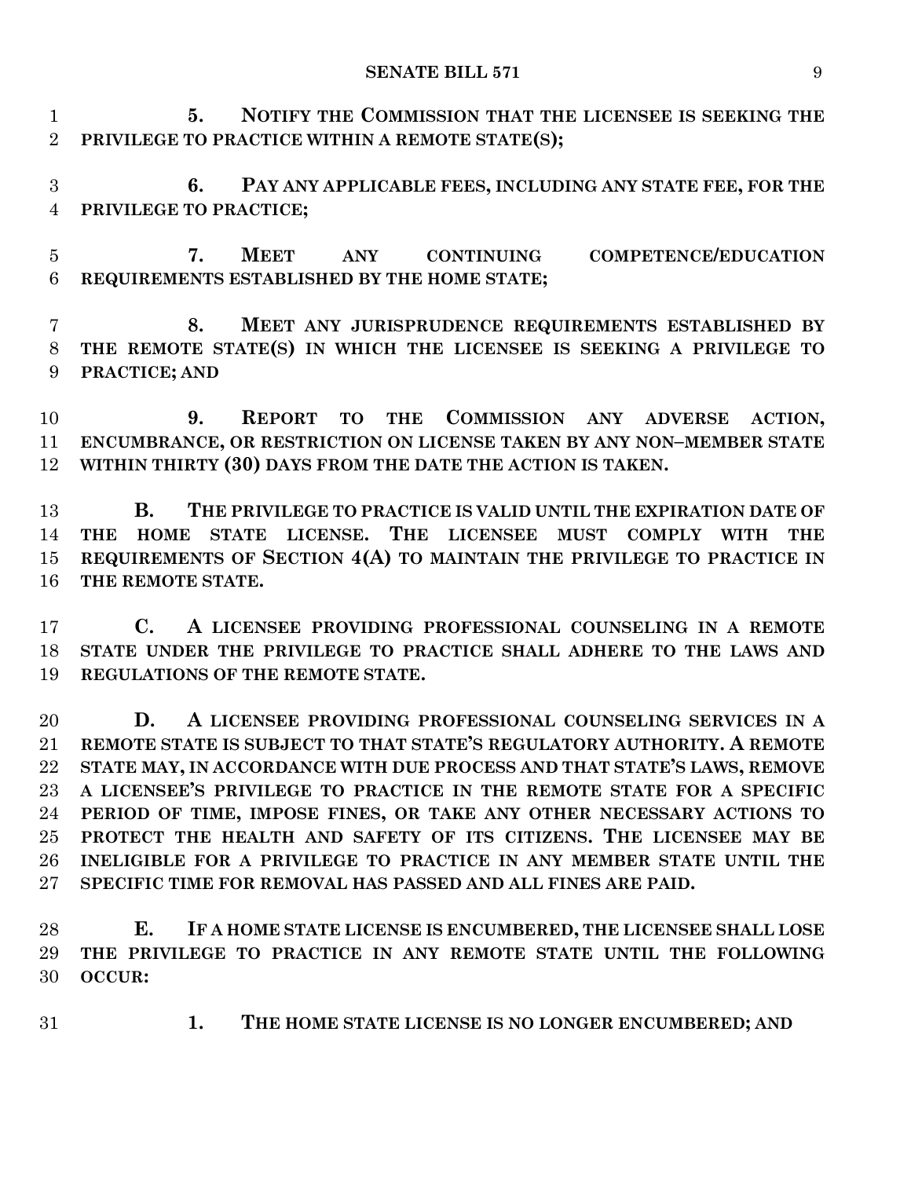**5. NOTIFY THE COMMISSION THAT THE LICENSEE IS SEEKING THE PRIVILEGE TO PRACTICE WITHIN A REMOTE STATE(S);**

**6. PAY ANY APPLICABLE FEES, INCLUDING ANY STATE FEE, FOR THE PRIVILEGE TO PRACTICE;**

**7. MEET ANY CONTINUING COMPETENCE/EDUCATION REQUIREMENTS ESTABLISHED BY THE HOME STATE;**

**8. MEET ANY JURISPRUDENCE REQUIREMENTS ESTABLISHED BY THE REMOTE STATE(S) IN WHICH THE LICENSEE IS SEEKING A PRIVILEGE TO PRACTICE; AND**

**9. REPORT TO THE COMMISSION ANY ADVERSE ACTION, ENCUMBRANCE, OR RESTRICTION ON LICENSE TAKEN BY ANY NON–MEMBER STATE WITHIN THIRTY (30) DAYS FROM THE DATE THE ACTION IS TAKEN.**

**B. THE PRIVILEGE TO PRACTICE IS VALID UNTIL THE EXPIRATION DATE OF THE HOME STATE LICENSE. THE LICENSEE MUST COMPLY WITH THE REQUIREMENTS OF SECTION 4(A) TO MAINTAIN THE PRIVILEGE TO PRACTICE IN THE REMOTE STATE.**

**C. A LICENSEE PROVIDING PROFESSIONAL COUNSELING IN A REMOTE STATE UNDER THE PRIVILEGE TO PRACTICE SHALL ADHERE TO THE LAWS AND REGULATIONS OF THE REMOTE STATE.**

**D. A LICENSEE PROVIDING PROFESSIONAL COUNSELING SERVICES IN A REMOTE STATE IS SUBJECT TO THAT STATE'S REGULATORY AUTHORITY. A REMOTE STATE MAY, IN ACCORDANCE WITH DUE PROCESS AND THAT STATE'S LAWS, REMOVE A LICENSEE'S PRIVILEGE TO PRACTICE IN THE REMOTE STATE FOR A SPECIFIC PERIOD OF TIME, IMPOSE FINES, OR TAKE ANY OTHER NECESSARY ACTIONS TO PROTECT THE HEALTH AND SAFETY OF ITS CITIZENS. THE LICENSEE MAY BE INELIGIBLE FOR A PRIVILEGE TO PRACTICE IN ANY MEMBER STATE UNTIL THE SPECIFIC TIME FOR REMOVAL HAS PASSED AND ALL FINES ARE PAID.**

**E. IF A HOME STATE LICENSE IS ENCUMBERED, THE LICENSEE SHALL LOSE THE PRIVILEGE TO PRACTICE IN ANY REMOTE STATE UNTIL THE FOLLOWING OCCUR:**

**1. THE HOME STATE LICENSE IS NO LONGER ENCUMBERED; AND**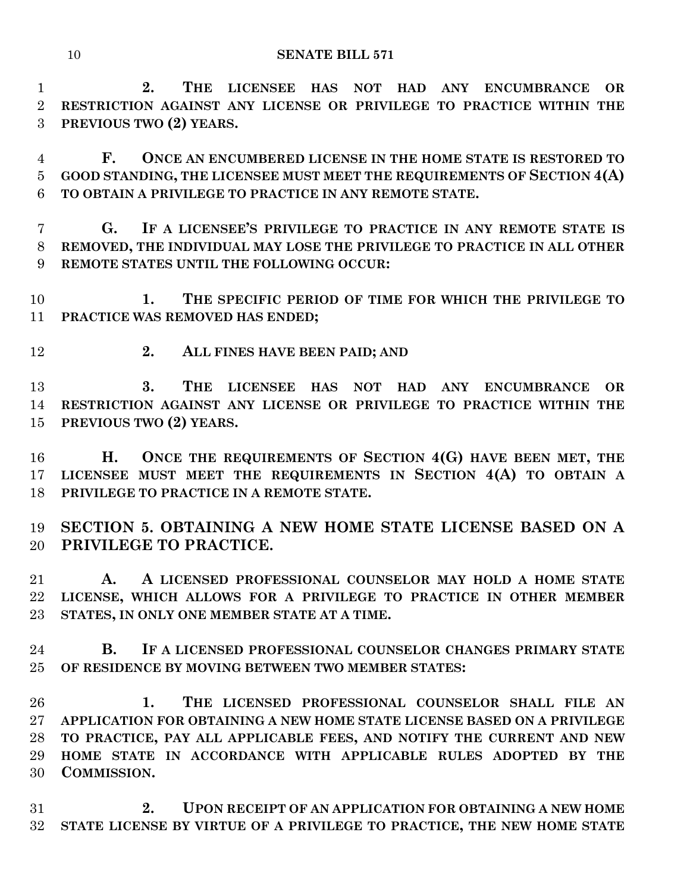**2. THE LICENSEE HAS NOT HAD ANY ENCUMBRANCE OR RESTRICTION AGAINST ANY LICENSE OR PRIVILEGE TO PRACTICE WITHIN THE PREVIOUS TWO (2) YEARS.**

**F. ONCE AN ENCUMBERED LICENSE IN THE HOME STATE IS RESTORED TO GOOD STANDING, THE LICENSEE MUST MEET THE REQUIREMENTS OF SECTION 4(A) TO OBTAIN A PRIVILEGE TO PRACTICE IN ANY REMOTE STATE.**

**G. IF A LICENSEE'S PRIVILEGE TO PRACTICE IN ANY REMOTE STATE IS REMOVED, THE INDIVIDUAL MAY LOSE THE PRIVILEGE TO PRACTICE IN ALL OTHER REMOTE STATES UNTIL THE FOLLOWING OCCUR:**

**1. THE SPECIFIC PERIOD OF TIME FOR WHICH THE PRIVILEGE TO PRACTICE WAS REMOVED HAS ENDED;**

**2. ALL FINES HAVE BEEN PAID; AND**

**3. THE LICENSEE HAS NOT HAD ANY ENCUMBRANCE OR RESTRICTION AGAINST ANY LICENSE OR PRIVILEGE TO PRACTICE WITHIN THE PREVIOUS TWO (2) YEARS.**

**H. ONCE THE REQUIREMENTS OF SECTION 4(G) HAVE BEEN MET, THE LICENSEE MUST MEET THE REQUIREMENTS IN SECTION 4(A) TO OBTAIN A PRIVILEGE TO PRACTICE IN A REMOTE STATE.**

## SECTION 5. OBTAINING A NEW HOME STATE LICENSE BASED ON A PRIVILEGE TO PRACTICE.

**A. A LICENSED PROFESSIONAL COUNSELOR MAY HOLD A HOME STATE LICENSE, WHICH ALLOWS FOR A PRIVILEGE TO PRACTICE IN OTHER MEMBER STATES, IN ONLY ONE MEMBER STATE AT A TIME.**

**B. IF A LICENSED PROFESSIONAL COUNSELOR CHANGES PRIMARY STATE OF RESIDENCE BY MOVING BETWEEN TWO MEMBER STATES:**

**1. THE LICENSED PROFESSIONAL COUNSELOR SHALL FILE AN APPLICATION FOR OBTAINING A NEW HOME STATE LICENSE BASED ON A PRIVILEGE TO PRACTICE, PAY ALL APPLICABLE FEES, AND NOTIFY THE CURRENT AND NEW HOME STATE IN ACCORDANCE WITH APPLICABLE RULES ADOPTED BY THE COMMISSION.**

**2. UPON RECEIPT OF AN APPLICATION FOR OBTAINING A NEW HOME STATE LICENSE BY VIRTUE OF A PRIVILEGE TO PRACTICE, THE NEW HOME STATE**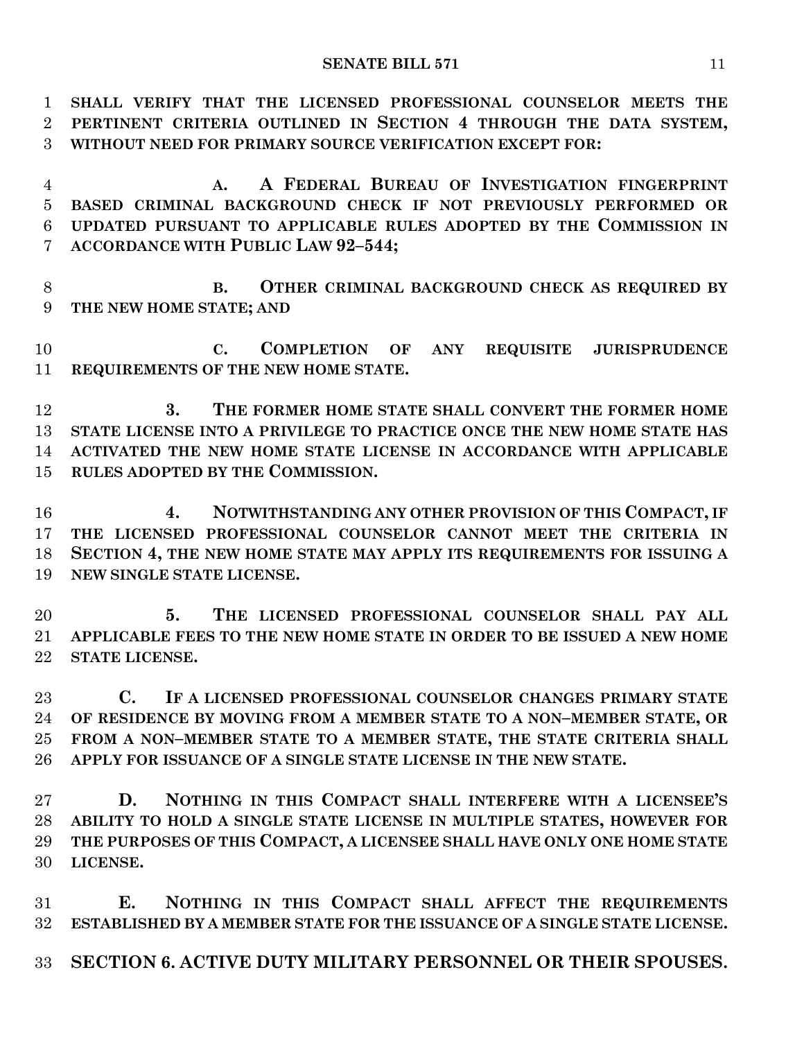SHALL VERIFY THAT THE LICENSED PROFESSIONAL COUNSELOR MEETS THE PERTINENT CRITERIA OUTLINED IN SECTION 4 THROUGH THE DATA SYSTEM, WITHOUT NEED FOR PRIMARY SOURCE VERIFICATION EXCEPT FOR:

A. A FEDERAL BUREAU OF INVESTIGATION FINGERPRINT BASED CRIMINAL BACKGROUND CHECK IF NOT PREVIOUSLY PERFORMED OR UPDATED PURSUANT TO APPLICABLE RULES ADOPTED BY THE COMMISSION IN ACCORDANCE WITH PUBLIC LAW 92–544;

B. OTHER CRIMINAL BACKGROUND CHECK AS REQUIRED BY THE NEW HOME STATE; AND

C. COMPLETION OF ANY REQUISITE JURISPRUDENCE REQUIREMENTS OF THE NEW HOME STATE.

3. THE FORMER HOME STATE SHALL CONVERT THE FORMER HOME STATE LICENSE INTO A PRIVILEGE TO PRACTICE ONCE THE NEW HOME STATE HAS ACTIVATED THE NEW HOME STATE LICENSE IN ACCORDANCE WITH APPLICABLE RULES ADOPTED BY THE COMMISSION.

4. NOTWITHSTANDING ANY OTHER PROVISION OF THIS COMPACT, IF THE LICENSED PROFESSIONAL COUNSELOR CANNOT MEET THE CRITERIA IN SECTION 4, THE NEW HOME STATE MAY APPLY ITS REQUIREMENTS FOR ISSUING A NEW SINGLE STATE LICENSE.

5. THE LICENSED PROFESSIONAL COUNSELOR SHALL PAY ALL APPLICABLE FEES TO THE NEW HOME STATE IN ORDER TO BE ISSUED A NEW HOME STATE LICENSE.

C. IF A LICENSED PROFESSIONAL COUNSELOR CHANGES PRIMARY STATE OF RESIDENCE BY MOVING FROM A MEMBER STATE TO A NON–MEMBER STATE, OR FROM A NON–MEMBER STATE TO A MEMBER STATE, THE STATE CRITERIA SHALL APPLY FOR ISSUANCE OF A SINGLE STATE LICENSE IN THE NEW STATE.

D. NOTHING IN THIS COMPACT SHALL INTERFERE WITH A LICENSEE'S ABILITY TO HOLD A SINGLE STATE LICENSE IN MULTIPLE STATES, HOWEVER FOR THE PURPOSES OF THIS COMPACT, A LICENSEE SHALL HAVE ONLY ONE HOME STATE LICENSE.

E. NOTHING IN THIS COMPACT SHALL AFFECT THE REQUIREMENTS ESTABLISHED BY A MEMBER STATE FOR THE ISSUANCE OF A SINGLE STATE LICENSE.

## SECTION 6. ACTIVE DUTY MILITARY PERSONNEL OR THEIR SPOUSES.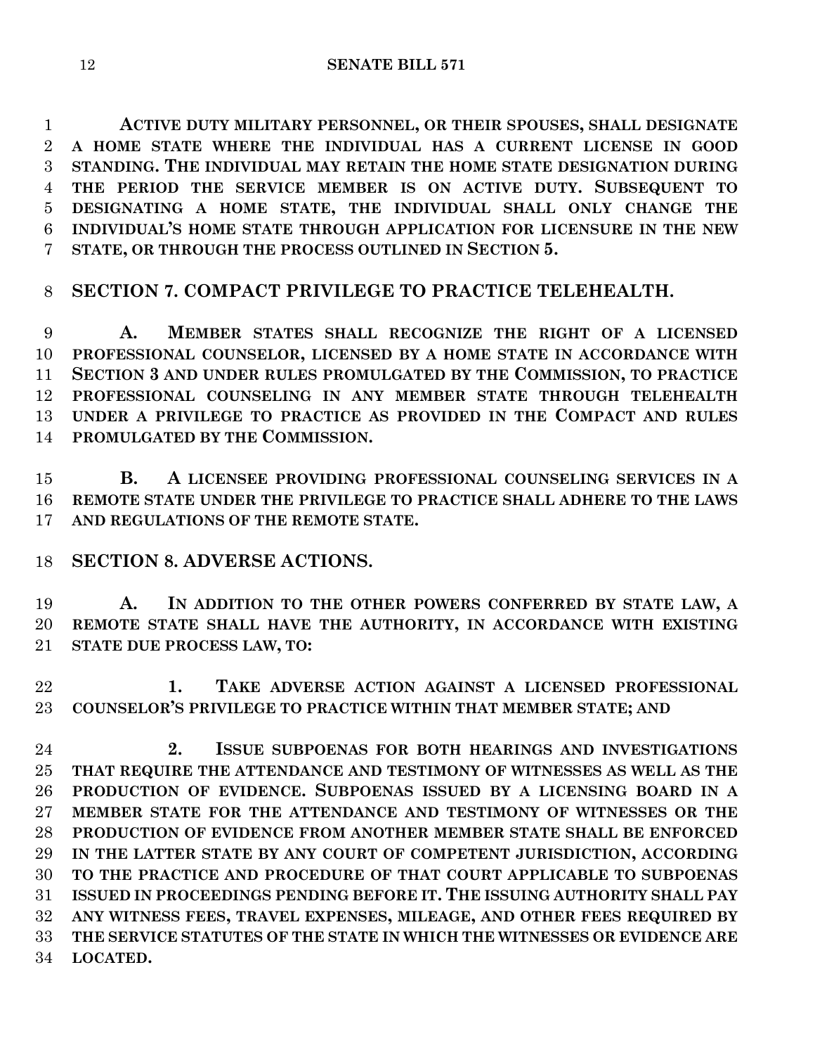**ACTIVE DUTY MILITARY PERSONNEL, OR THEIR SPOUSES, SHALL DESIGNATE A HOME STATE WHERE THE INDIVIDUAL HAS A CURRENT LICENSE IN GOOD STANDING. THE INDIVIDUAL MAY RETAIN THE HOME STATE DESIGNATION DURING THE PERIOD THE SERVICE MEMBER IS ON ACTIVE DUTY. SUBSEQUENT TO DESIGNATING A HOME STATE, THE INDIVIDUAL SHALL ONLY CHANGE THE INDIVIDUAL'S HOME STATE THROUGH APPLICATION FOR LICENSURE IN THE NEW STATE, OR THROUGH THE PROCESS OUTLINED IN SECTION 5.**

## SECTION 7. COMPACT PRIVILEGE TO PRACTICE TELEHEALTH.

**A. MEMBER STATES SHALL RECOGNIZE THE RIGHT OF A LICENSED PROFESSIONAL COUNSELOR, LICENSED BY A HOME STATE IN ACCORDANCE WITH SECTION 3 AND UNDER RULES PROMULGATED BY THE COMMISSION, TO PRACTICE PROFESSIONAL COUNSELING IN ANY MEMBER STATE THROUGH TELEHEALTH UNDER A PRIVILEGE TO PRACTICE AS PROVIDED IN THE COMPACT AND RULES PROMULGATED BY THE COMMISSION.**

**B. A LICENSEE PROVIDING PROFESSIONAL COUNSELING SERVICES IN A REMOTE STATE UNDER THE PRIVILEGE TO PRACTICE SHALL ADHERE TO THE LAWS AND REGULATIONS OF THE REMOTE STATE.**

## SECTION 8. ADVERSE ACTIONS.

**A. IN ADDITION TO THE OTHER POWERS CONFERRED BY STATE LAW, A REMOTE STATE SHALL HAVE THE AUTHORITY, IN ACCORDANCE WITH EXISTING STATE DUE PROCESS LAW, TO:**

**1. TAKE ADVERSE ACTION AGAINST A LICENSED PROFESSIONAL COUNSELOR'S PRIVILEGE TO PRACTICE WITHIN THAT MEMBER STATE; AND**

**2. ISSUE SUBPOENAS FOR BOTH HEARINGS AND INVESTIGATIONS THAT REQUIRE THE ATTENDANCE AND TESTIMONY OF WITNESSES AS WELL AS THE PRODUCTION OF EVIDENCE. SUBPOENAS ISSUED BY A LICENSING BOARD IN A MEMBER STATE FOR THE ATTENDANCE AND TESTIMONY OF WITNESSES OR THE PRODUCTION OF EVIDENCE FROM ANOTHER MEMBER STATE SHALL BE ENFORCED IN THE LATTER STATE BY ANY COURT OF COMPETENT JURISDICTION, ACCORDING TO THE PRACTICE AND PROCEDURE OF THAT COURT APPLICABLE TO SUBPOENAS ISSUED IN PROCEEDINGS PENDING BEFORE IT. THE ISSUING AUTHORITY SHALL PAY ANY WITNESS FEES, TRAVEL EXPENSES, MILEAGE, AND OTHER FEES REQUIRED BY THE SERVICE STATUTES OF THE STATE IN WHICH THE WITNESSES OR EVIDENCE ARE LOCATED.**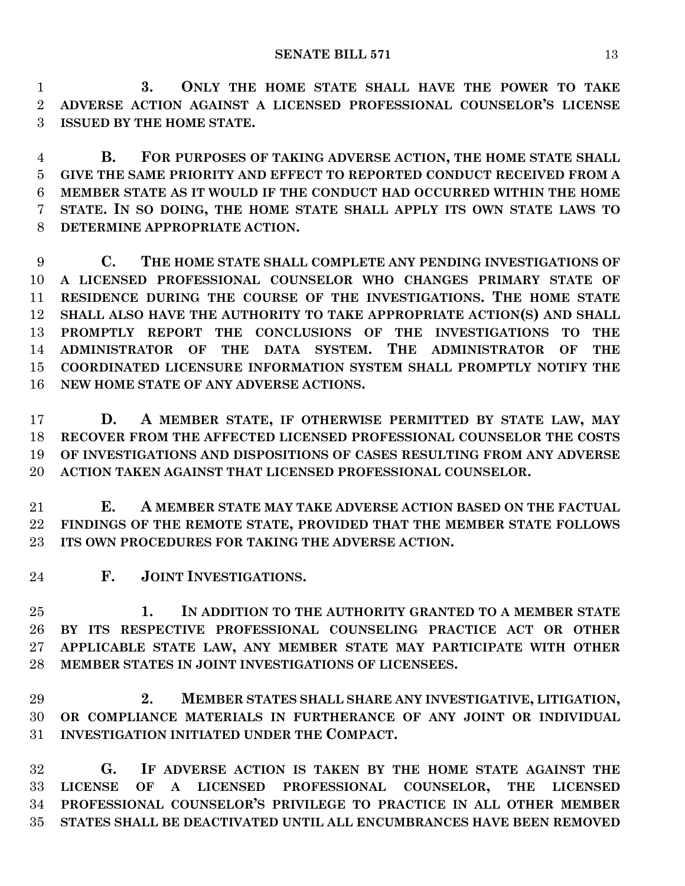**3. ONLY THE HOME STATE SHALL HAVE THE POWER TO TAKE ADVERSE ACTION AGAINST A LICENSED PROFESSIONAL COUNSELOR'S LICENSE ISSUED BY THE HOME STATE.**

**B. FOR PURPOSES OF TAKING ADVERSE ACTION, THE HOME STATE SHALL GIVE THE SAME PRIORITY AND EFFECT TO REPORTED CONDUCT RECEIVED FROM A MEMBER STATE AS IT WOULD IF THE CONDUCT HAD OCCURRED WITHIN THE HOME STATE. IN SO DOING, THE HOME STATE SHALL APPLY ITS OWN STATE LAWS TO DETERMINE APPROPRIATE ACTION.**

**C. THE HOME STATE SHALL COMPLETE ANY PENDING INVESTIGATIONS OF A LICENSED PROFESSIONAL COUNSELOR WHO CHANGES PRIMARY STATE OF RESIDENCE DURING THE COURSE OF THE INVESTIGATIONS. THE HOME STATE SHALL ALSO HAVE THE AUTHORITY TO TAKE APPROPRIATE ACTION(S) AND SHALL PROMPTLY REPORT THE CONCLUSIONS OF THE INVESTIGATIONS TO THE ADMINISTRATOR OF THE DATA SYSTEM. THE ADMINISTRATOR OF THE COORDINATED LICENSURE INFORMATION SYSTEM SHALL PROMPTLY NOTIFY THE NEW HOME STATE OF ANY ADVERSE ACTIONS.**

**D. A MEMBER STATE, IF OTHERWISE PERMITTED BY STATE LAW, MAY RECOVER FROM THE AFFECTED LICENSED PROFESSIONAL COUNSELOR THE COSTS OF INVESTIGATIONS AND DISPOSITIONS OF CASES RESULTING FROM ANY ADVERSE ACTION TAKEN AGAINST THAT LICENSED PROFESSIONAL COUNSELOR.**

**E. A MEMBER STATE MAY TAKE ADVERSE ACTION BASED ON THE FACTUAL FINDINGS OF THE REMOTE STATE, PROVIDED THAT THE MEMBER STATE FOLLOWS ITS OWN PROCEDURES FOR TAKING THE ADVERSE ACTION.**

**F. JOINT INVESTIGATIONS.**

**1. IN ADDITION TO THE AUTHORITY GRANTED TO A MEMBER STATE BY ITS RESPECTIVE PROFESSIONAL COUNSELING PRACTICE ACT OR OTHER APPLICABLE STATE LAW, ANY MEMBER STATE MAY PARTICIPATE WITH OTHER MEMBER STATES IN JOINT INVESTIGATIONS OF LICENSEES.**

**2. MEMBER STATES SHALL SHARE ANY INVESTIGATIVE, LITIGATION, OR COMPLIANCE MATERIALS IN FURTHERANCE OF ANY JOINT OR INDIVIDUAL INVESTIGATION INITIATED UNDER THE COMPACT.**

**G. IF ADVERSE ACTION IS TAKEN BY THE HOME STATE AGAINST THE LICENSE OF A LICENSED PROFESSIONAL COUNSELOR, THE LICENSED PROFESSIONAL COUNSELOR'S PRIVILEGE TO PRACTICE IN ALL OTHER MEMBER STATES SHALL BE DEACTIVATED UNTIL ALL ENCUMBRANCES HAVE BEEN REMOVED**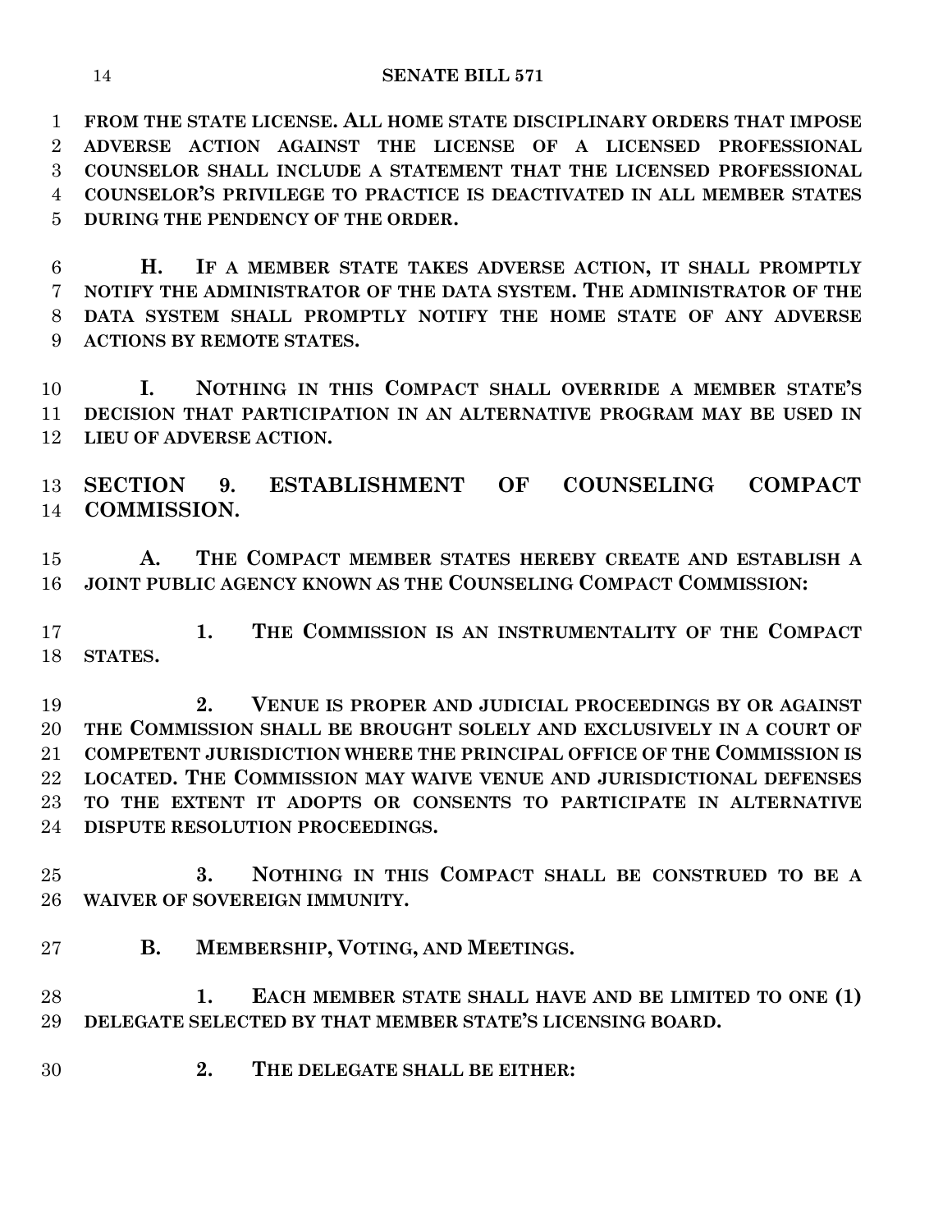**FROM THE STATE LICENSE. ALL HOME STATE DISCIPLINARY ORDERS THAT IMPOSE ADVERSE ACTION AGAINST THE LICENSE OF A LICENSED PROFESSIONAL COUNSELOR SHALL INCLUDE A STATEMENT THAT THE LICENSED PROFESSIONAL COUNSELOR'S PRIVILEGE TO PRACTICE IS DEACTIVATED IN ALL MEMBER STATES DURING THE PENDENCY OF THE ORDER.**

**H. IF A MEMBER STATE TAKES ADVERSE ACTION, IT SHALL PROMPTLY NOTIFY THE ADMINISTRATOR OF THE DATA SYSTEM. THE ADMINISTRATOR OF THE DATA SYSTEM SHALL PROMPTLY NOTIFY THE HOME STATE OF ANY ADVERSE ACTIONS BY REMOTE STATES.**

**I. NOTHING IN THIS COMPACT SHALL OVERRIDE A MEMBER STATE'S DECISION THAT PARTICIPATION IN AN ALTERNATIVE PROGRAM MAY BE USED IN LIEU OF ADVERSE ACTION.**

## SECTION 9. ESTABLISHMENT OF COUNSELING COMPACT COMMISSION.

**A. THE COMPACT MEMBER STATES HEREBY CREATE AND ESTABLISH A JOINT PUBLIC AGENCY KNOWN AS THE COUNSELING COMPACT COMMISSION:**

**1. THE COMMISSION IS AN INSTRUMENTALITY OF THE COMPACT STATES.**

**2. VENUE IS PROPER AND JUDICIAL PROCEEDINGS BY OR AGAINST THE COMMISSION SHALL BE BROUGHT SOLELY AND EXCLUSIVELY IN A COURT OF COMPETENT JURISDICTION WHERE THE PRINCIPAL OFFICE OF THE COMMISSION IS LOCATED. THE COMMISSION MAY WAIVE VENUE AND JURISDICTIONAL DEFENSES TO THE EXTENT IT ADOPTS OR CONSENTS TO PARTICIPATE IN ALTERNATIVE DISPUTE RESOLUTION PROCEEDINGS.**

**3. NOTHING IN THIS COMPACT SHALL BE CONSTRUED TO BE A WAIVER OF SOVEREIGN IMMUNITY.**

**B. MEMBERSHIP, VOTING, AND MEETINGS.**

**1. EACH MEMBER STATE SHALL HAVE AND BE LIMITED TO ONE (1) DELEGATE SELECTED BY THAT MEMBER STATE'S LICENSING BOARD.**

**2. THE DELEGATE SHALL BE EITHER:**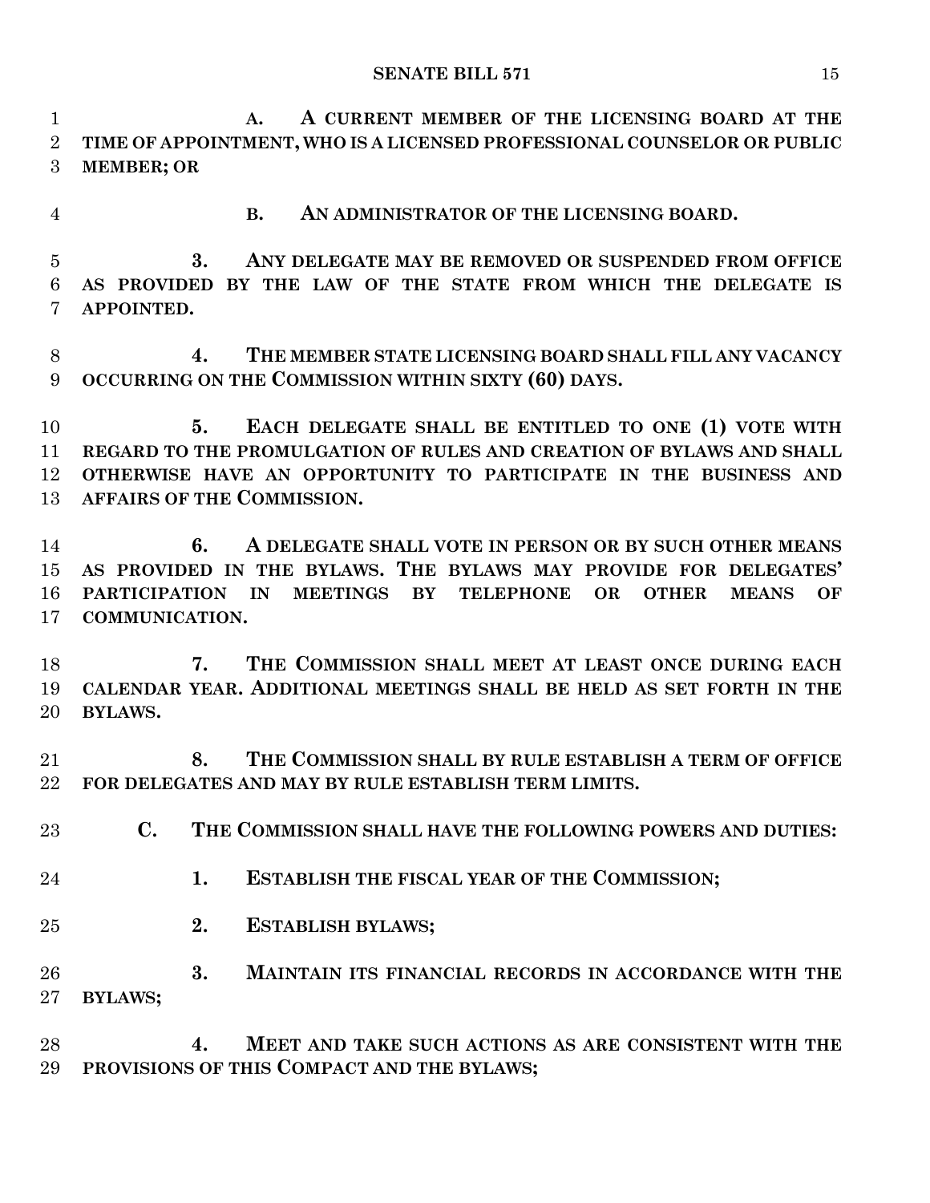**A. A CURRENT MEMBER OF THE LICENSING BOARD AT THE TIME OF APPOINTMENT, WHO IS A LICENSED PROFESSIONAL COUNSELOR OR PUBLIC MEMBER; OR**

**B. AN ADMINISTRATOR OF THE LICENSING BOARD.**

**3. ANY DELEGATE MAY BE REMOVED OR SUSPENDED FROM OFFICE AS PROVIDED BY THE LAW OF THE STATE FROM WHICH THE DELEGATE IS APPOINTED.**

**4. THE MEMBER STATE LICENSING BOARD SHALL FILL ANY VACANCY OCCURRING ON THE COMMISSION WITHIN SIXTY (60) DAYS.**

**5. EACH DELEGATE SHALL BE ENTITLED TO ONE (1) VOTE WITH REGARD TO THE PROMULGATION OF RULES AND CREATION OF BYLAWS AND SHALL OTHERWISE HAVE AN OPPORTUNITY TO PARTICIPATE IN THE BUSINESS AND AFFAIRS OF THE COMMISSION.**

**6. A DELEGATE SHALL VOTE IN PERSON OR BY SUCH OTHER MEANS AS PROVIDED IN THE BYLAWS. THE BYLAWS MAY PROVIDE FOR DELEGATES' PARTICIPATION IN MEETINGS BY TELEPHONE OR OTHER MEANS OF COMMUNICATION.**

**7. THE COMMISSION SHALL MEET AT LEAST ONCE DURING EACH CALENDAR YEAR. ADDITIONAL MEETINGS SHALL BE HELD AS SET FORTH IN THE BYLAWS.**

**8. THE COMMISSION SHALL BY RULE ESTABLISH A TERM OF OFFICE FOR DELEGATES AND MAY BY RULE ESTABLISH TERM LIMITS.**

**C. THE COMMISSION SHALL HAVE THE FOLLOWING POWERS AND DUTIES:**

**1. ESTABLISH THE FISCAL YEAR OF THE COMMISSION;**

**2. ESTABLISH BYLAWS;**

**3. MAINTAIN ITS FINANCIAL RECORDS IN ACCORDANCE WITH THE BYLAWS;**

**4. MEET AND TAKE SUCH ACTIONS AS ARE CONSISTENT WITH THE PROVISIONS OF THIS COMPACT AND THE BYLAWS;**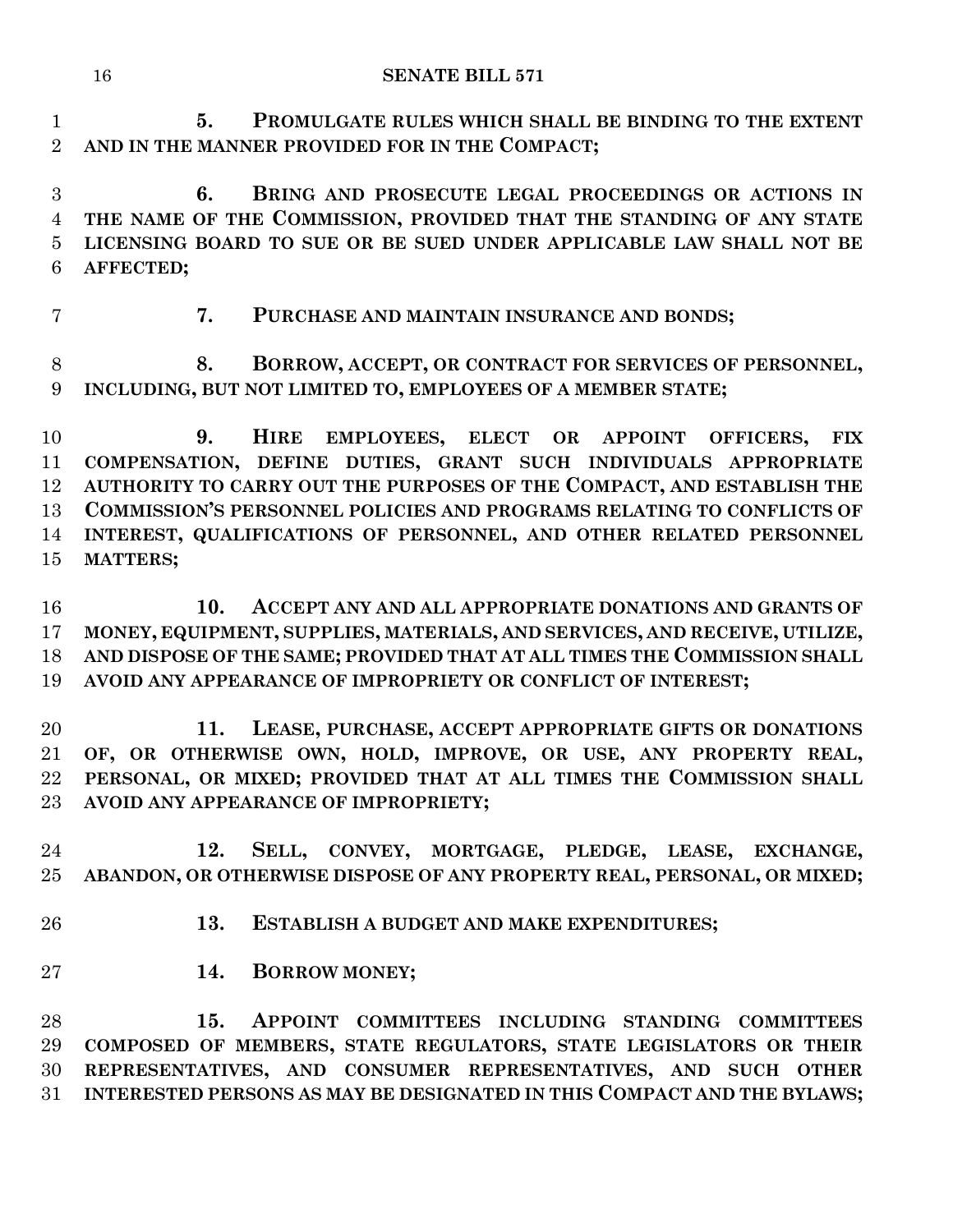**5. PROMULGATE RULES WHICH SHALL BE BINDING TO THE EXTENT AND IN THE MANNER PROVIDED FOR IN THE COMPACT;**

**6. BRING AND PROSECUTE LEGAL PROCEEDINGS OR ACTIONS IN THE NAME OF THE COMMISSION, PROVIDED THAT THE STANDING OF ANY STATE LICENSING BOARD TO SUE OR BE SUED UNDER APPLICABLE LAW SHALL NOT BE AFFECTED;**

**7. PURCHASE AND MAINTAIN INSURANCE AND BONDS;**

**8. BORROW, ACCEPT, OR CONTRACT FOR SERVICES OF PERSONNEL, INCLUDING, BUT NOT LIMITED TO, EMPLOYEES OF A MEMBER STATE;**

**9. HIRE EMPLOYEES, ELECT OR APPOINT OFFICERS, FIX COMPENSATION, DEFINE DUTIES, GRANT SUCH INDIVIDUALS APPROPRIATE AUTHORITY TO CARRY OUT THE PURPOSES OF THE COMPACT, AND ESTABLISH THE COMMISSION'S PERSONNEL POLICIES AND PROGRAMS RELATING TO CONFLICTS OF INTEREST, QUALIFICATIONS OF PERSONNEL, AND OTHER RELATED PERSONNEL MATTERS;**

**10. ACCEPT ANY AND ALL APPROPRIATE DONATIONS AND GRANTS OF MONEY, EQUIPMENT, SUPPLIES, MATERIALS, AND SERVICES, AND RECEIVE, UTILIZE, AND DISPOSE OF THE SAME; PROVIDED THAT AT ALL TIMES THE COMMISSION SHALL AVOID ANY APPEARANCE OF IMPROPRIETY OR CONFLICT OF INTEREST;**

**11. LEASE, PURCHASE, ACCEPT APPROPRIATE GIFTS OR DONATIONS OF, OR OTHERWISE OWN, HOLD, IMPROVE, OR USE, ANY PROPERTY REAL, PERSONAL, OR MIXED; PROVIDED THAT AT ALL TIMES THE COMMISSION SHALL AVOID ANY APPEARANCE OF IMPROPRIETY;**

**12. SELL, CONVEY, MORTGAGE, PLEDGE, LEASE, EXCHANGE, ABANDON, OR OTHERWISE DISPOSE OF ANY PROPERTY REAL, PERSONAL, OR MIXED;**

**13. ESTABLISH A BUDGET AND MAKE EXPENDITURES;**

**14. BORROW MONEY;**

**15. APPOINT COMMITTEES INCLUDING STANDING COMMITTEES COMPOSED OF MEMBERS, STATE REGULATORS, STATE LEGISLATORS OR THEIR REPRESENTATIVES, AND CONSUMER REPRESENTATIVES, AND SUCH OTHER INTERESTED PERSONS AS MAY BE DESIGNATED IN THIS COMPACT AND THE BYLAWS;**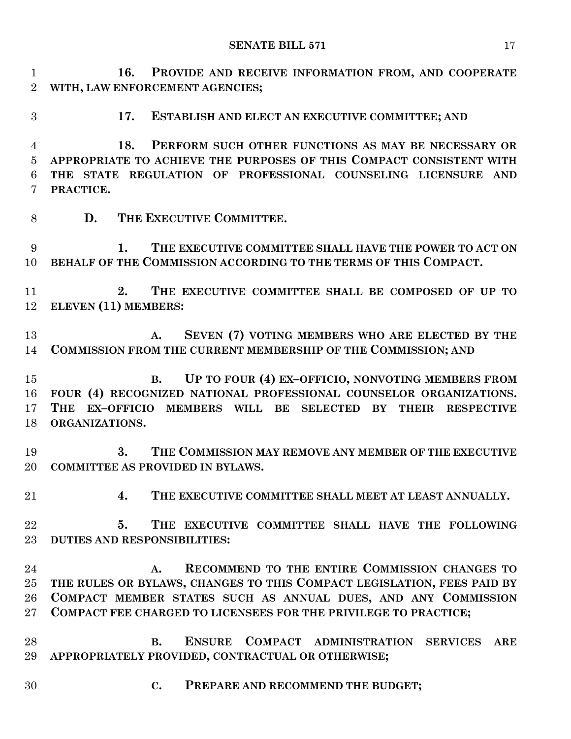**16. PROVIDE AND RECEIVE INFORMATION FROM, AND COOPERATE WITH, LAW ENFORCEMENT AGENCIES;**

**17. ESTABLISH AND ELECT AN EXECUTIVE COMMITTEE; AND**

**18. PERFORM SUCH OTHER FUNCTIONS AS MAY BE NECESSARY OR APPROPRIATE TO ACHIEVE THE PURPOSES OF THIS COMPACT CONSISTENT WITH THE STATE REGULATION OF PROFESSIONAL COUNSELING LICENSURE AND PRACTICE.**

**D. THE EXECUTIVE COMMITTEE.**

**1. THE EXECUTIVE COMMITTEE SHALL HAVE THE POWER TO ACT ON BEHALF OF THE COMMISSION ACCORDING TO THE TERMS OF THIS COMPACT.**

**2. THE EXECUTIVE COMMITTEE SHALL BE COMPOSED OF UP TO ELEVEN (11) MEMBERS:**

**A. SEVEN (7) VOTING MEMBERS WHO ARE ELECTED BY THE COMMISSION FROM THE CURRENT MEMBERSHIP OF THE COMMISSION; AND**

**B. UP TO FOUR (4) EX–OFFICIO, NONVOTING MEMBERS FROM FOUR (4) RECOGNIZED NATIONAL PROFESSIONAL COUNSELOR ORGANIZATIONS. THE EX–OFFICIO MEMBERS WILL BE SELECTED BY THEIR RESPECTIVE ORGANIZATIONS.**

**3. THE COMMISSION MAY REMOVE ANY MEMBER OF THE EXECUTIVE COMMITTEE AS PROVIDED IN BYLAWS.**

**4. THE EXECUTIVE COMMITTEE SHALL MEET AT LEAST ANNUALLY.**

**5. THE EXECUTIVE COMMITTEE SHALL HAVE THE FOLLOWING DUTIES AND RESPONSIBILITIES:**

**A. RECOMMEND TO THE ENTIRE COMMISSION CHANGES TO THE RULES OR BYLAWS, CHANGES TO THIS COMPACT LEGISLATION, FEES PAID BY COMPACT MEMBER STATES SUCH AS ANNUAL DUES, AND ANY COMMISSION COMPACT FEE CHARGED TO LICENSEES FOR THE PRIVILEGE TO PRACTICE;**

**B. ENSURE COMPACT ADMINISTRATION SERVICES ARE APPROPRIATELY PROVIDED, CONTRACTUAL OR OTHERWISE;**

**C. PREPARE AND RECOMMEND THE BUDGET;**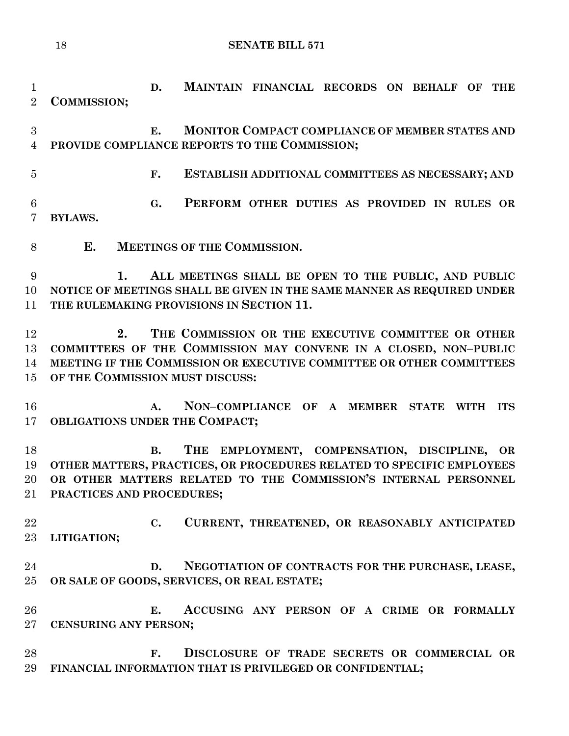D. MAINTAIN FINANCIAL RECORDS ON BEHALF OF THE COMMISSION;

E. MONITOR COMPACT COMPLIANCE OF MEMBER STATES AND PROVIDE COMPLIANCE REPORTS TO THE COMMISSION;

F. ESTABLISH ADDITIONAL COMMITTEES AS NECESSARY; AND

G. PERFORM OTHER DUTIES AS PROVIDED IN RULES OR BYLAWS.

**E. MEETINGS OF THE COMMISSION.**

1. ALL MEETINGS SHALL BE OPEN TO THE PUBLIC, AND PUBLIC NOTICE OF MEETINGS SHALL BE GIVEN IN THE SAME MANNER AS REQUIRED UNDER THE RULEMAKING PROVISIONS IN SECTION 11.

2. THE COMMISSION OR THE EXECUTIVE COMMITTEE OR OTHER COMMITTEES OF THE COMMISSION MAY CONVENE IN A CLOSED, NON–PUBLIC MEETING IF THE COMMISSION OR EXECUTIVE COMMITTEE OR OTHER COMMITTEES OF THE COMMISSION MUST DISCUSS:

A. NON–COMPLIANCE OF A MEMBER STATE WITH ITS OBLIGATIONS UNDER THE COMPACT;

B. THE EMPLOYMENT, COMPENSATION, DISCIPLINE, OR OTHER MATTERS, PRACTICES, OR PROCEDURES RELATED TO SPECIFIC EMPLOYEES OR OTHER MATTERS RELATED TO THE COMMISSION'S INTERNAL PERSONNEL PRACTICES AND PROCEDURES;

C. CURRENT, THREATENED, OR REASONABLY ANTICIPATED LITIGATION;

D. NEGOTIATION OF CONTRACTS FOR THE PURCHASE, LEASE, OR SALE OF GOODS, SERVICES, OR REAL ESTATE;

E. ACCUSING ANY PERSON OF A CRIME OR FORMALLY CENSURING ANY PERSON;

F. DISCLOSURE OF TRADE SECRETS OR COMMERCIAL OR FINANCIAL INFORMATION THAT IS PRIVILEGED OR CONFIDENTIAL;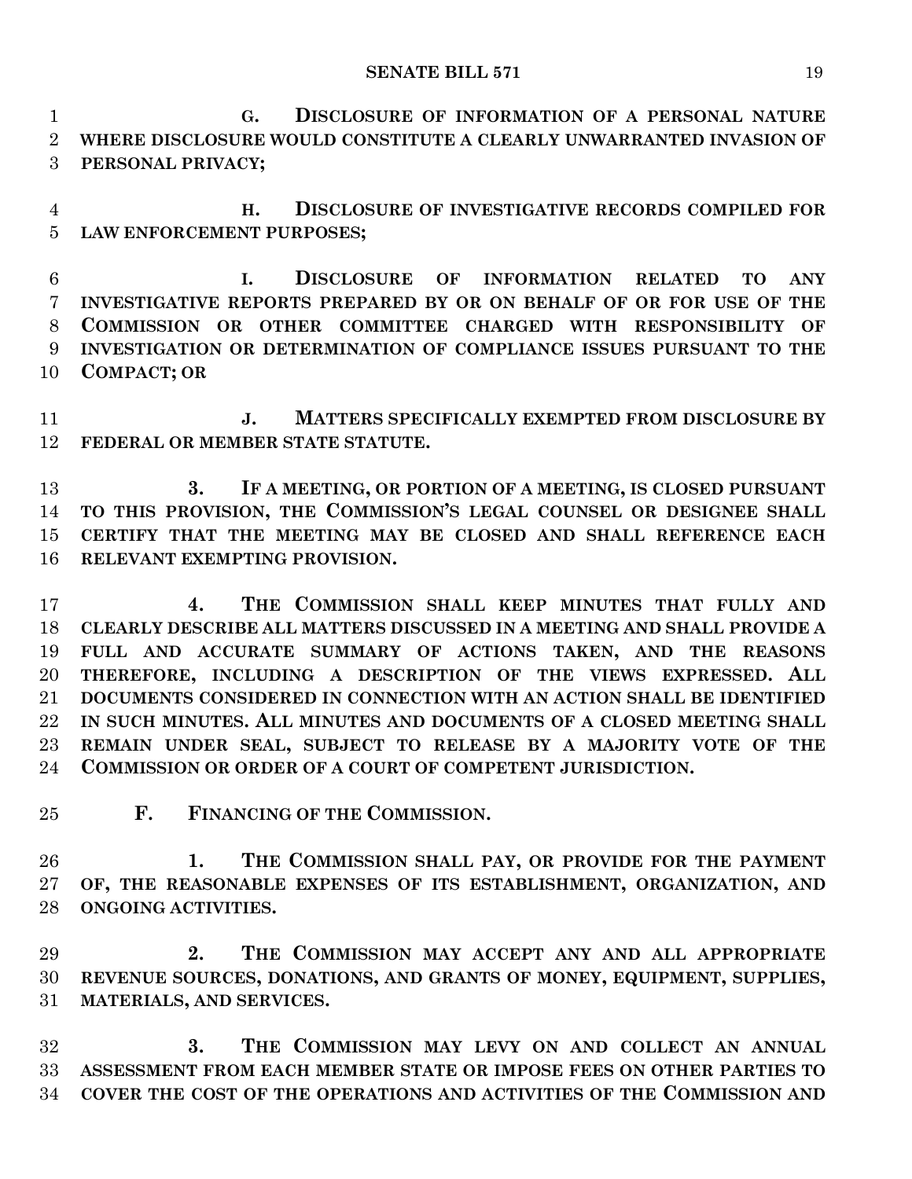**G. DISCLOSURE OF INFORMATION OF A PERSONAL NATURE WHERE DISCLOSURE WOULD CONSTITUTE A CLEARLY UNWARRANTED INVASION OF PERSONAL PRIVACY;**

**H. DISCLOSURE OF INVESTIGATIVE RECORDS COMPILED FOR LAW ENFORCEMENT PURPOSES;**

**I. DISCLOSURE OF INFORMATION RELATED TO ANY INVESTIGATIVE REPORTS PREPARED BY OR ON BEHALF OF OR FOR USE OF THE COMMISSION OR OTHER COMMITTEE CHARGED WITH RESPONSIBILITY OF INVESTIGATION OR DETERMINATION OF COMPLIANCE ISSUES PURSUANT TO THE COMPACT; OR**

**J. MATTERS SPECIFICALLY EXEMPTED FROM DISCLOSURE BY FEDERAL OR MEMBER STATE STATUTE.**

**3. IF A MEETING, OR PORTION OF A MEETING, IS CLOSED PURSUANT TO THIS PROVISION, THE COMMISSION'S LEGAL COUNSEL OR DESIGNEE SHALL CERTIFY THAT THE MEETING MAY BE CLOSED AND SHALL REFERENCE EACH RELEVANT EXEMPTING PROVISION.**

**4. THE COMMISSION SHALL KEEP MINUTES THAT FULLY AND CLEARLY DESCRIBE ALL MATTERS DISCUSSED IN A MEETING AND SHALL PROVIDE A FULL AND ACCURATE SUMMARY OF ACTIONS TAKEN, AND THE REASONS THEREFORE, INCLUDING A DESCRIPTION OF THE VIEWS EXPRESSED. ALL DOCUMENTS CONSIDERED IN CONNECTION WITH AN ACTION SHALL BE IDENTIFIED IN SUCH MINUTES. ALL MINUTES AND DOCUMENTS OF A CLOSED MEETING SHALL REMAIN UNDER SEAL, SUBJECT TO RELEASE BY A MAJORITY VOTE OF THE COMMISSION OR ORDER OF A COURT OF COMPETENT JURISDICTION.**

**F. FINANCING OF THE COMMISSION.**

**1. THE COMMISSION SHALL PAY, OR PROVIDE FOR THE PAYMENT OF, THE REASONABLE EXPENSES OF ITS ESTABLISHMENT, ORGANIZATION, AND ONGOING ACTIVITIES.**

**2. THE COMMISSION MAY ACCEPT ANY AND ALL APPROPRIATE REVENUE SOURCES, DONATIONS, AND GRANTS OF MONEY, EQUIPMENT, SUPPLIES, MATERIALS, AND SERVICES.**

**3. THE COMMISSION MAY LEVY ON AND COLLECT AN ANNUAL ASSESSMENT FROM EACH MEMBER STATE OR IMPOSE FEES ON OTHER PARTIES TO COVER THE COST OF THE OPERATIONS AND ACTIVITIES OF THE COMMISSION AND**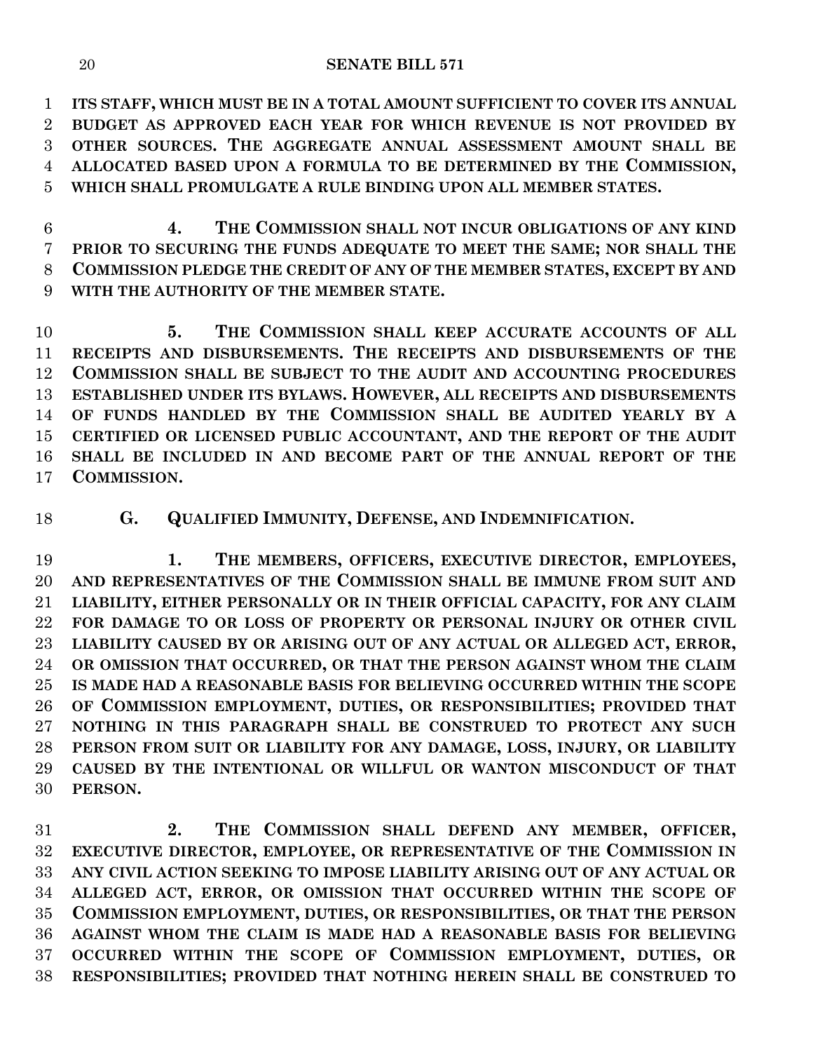**ITS STAFF, WHICH MUST BE IN A TOTAL AMOUNT SUFFICIENT TO COVER ITS ANNUAL BUDGET AS APPROVED EACH YEAR FOR WHICH REVENUE IS NOT PROVIDED BY OTHER SOURCES. THE AGGREGATE ANNUAL ASSESSMENT AMOUNT SHALL BE ALLOCATED BASED UPON A FORMULA TO BE DETERMINED BY THE COMMISSION, WHICH SHALL PROMULGATE A RULE BINDING UPON ALL MEMBER STATES.**

**4. THE COMMISSION SHALL NOT INCUR OBLIGATIONS OF ANY KIND PRIOR TO SECURING THE FUNDS ADEQUATE TO MEET THE SAME; NOR SHALL THE COMMISSION PLEDGE THE CREDIT OF ANY OF THE MEMBER STATES, EXCEPT BY AND WITH THE AUTHORITY OF THE MEMBER STATE.**

**5. THE COMMISSION SHALL KEEP ACCURATE ACCOUNTS OF ALL RECEIPTS AND DISBURSEMENTS. THE RECEIPTS AND DISBURSEMENTS OF THE COMMISSION SHALL BE SUBJECT TO THE AUDIT AND ACCOUNTING PROCEDURES ESTABLISHED UNDER ITS BYLAWS. HOWEVER, ALL RECEIPTS AND DISBURSEMENTS OF FUNDS HANDLED BY THE COMMISSION SHALL BE AUDITED YEARLY BY A CERTIFIED OR LICENSED PUBLIC ACCOUNTANT, AND THE REPORT OF THE AUDIT SHALL BE INCLUDED IN AND BECOME PART OF THE ANNUAL REPORT OF THE COMMISSION.**

**G. QUALIFIED IMMUNITY, DEFENSE, AND INDEMNIFICATION.**

**1. THE MEMBERS, OFFICERS, EXECUTIVE DIRECTOR, EMPLOYEES, AND REPRESENTATIVES OF THE COMMISSION SHALL BE IMMUNE FROM SUIT AND LIABILITY, EITHER PERSONALLY OR IN THEIR OFFICIAL CAPACITY, FOR ANY CLAIM FOR DAMAGE TO OR LOSS OF PROPERTY OR PERSONAL INJURY OR OTHER CIVIL LIABILITY CAUSED BY OR ARISING OUT OF ANY ACTUAL OR ALLEGED ACT, ERROR, OR OMISSION THAT OCCURRED, OR THAT THE PERSON AGAINST WHOM THE CLAIM IS MADE HAD A REASONABLE BASIS FOR BELIEVING OCCURRED WITHIN THE SCOPE OF COMMISSION EMPLOYMENT, DUTIES, OR RESPONSIBILITIES; PROVIDED THAT NOTHING IN THIS PARAGRAPH SHALL BE CONSTRUED TO PROTECT ANY SUCH PERSON FROM SUIT OR LIABILITY FOR ANY DAMAGE, LOSS, INJURY, OR LIABILITY CAUSED BY THE INTENTIONAL OR WILLFUL OR WANTON MISCONDUCT OF THAT PERSON.**

**2. THE COMMISSION SHALL DEFEND ANY MEMBER, OFFICER, EXECUTIVE DIRECTOR, EMPLOYEE, OR REPRESENTATIVE OF THE COMMISSION IN ANY CIVIL ACTION SEEKING TO IMPOSE LIABILITY ARISING OUT OF ANY ACTUAL OR ALLEGED ACT, ERROR, OR OMISSION THAT OCCURRED WITHIN THE SCOPE OF COMMISSION EMPLOYMENT, DUTIES, OR RESPONSIBILITIES, OR THAT THE PERSON AGAINST WHOM THE CLAIM IS MADE HAD A REASONABLE BASIS FOR BELIEVING OCCURRED WITHIN THE SCOPE OF COMMISSION EMPLOYMENT, DUTIES, OR RESPONSIBILITIES; PROVIDED THAT NOTHING HEREIN SHALL BE CONSTRUED TO**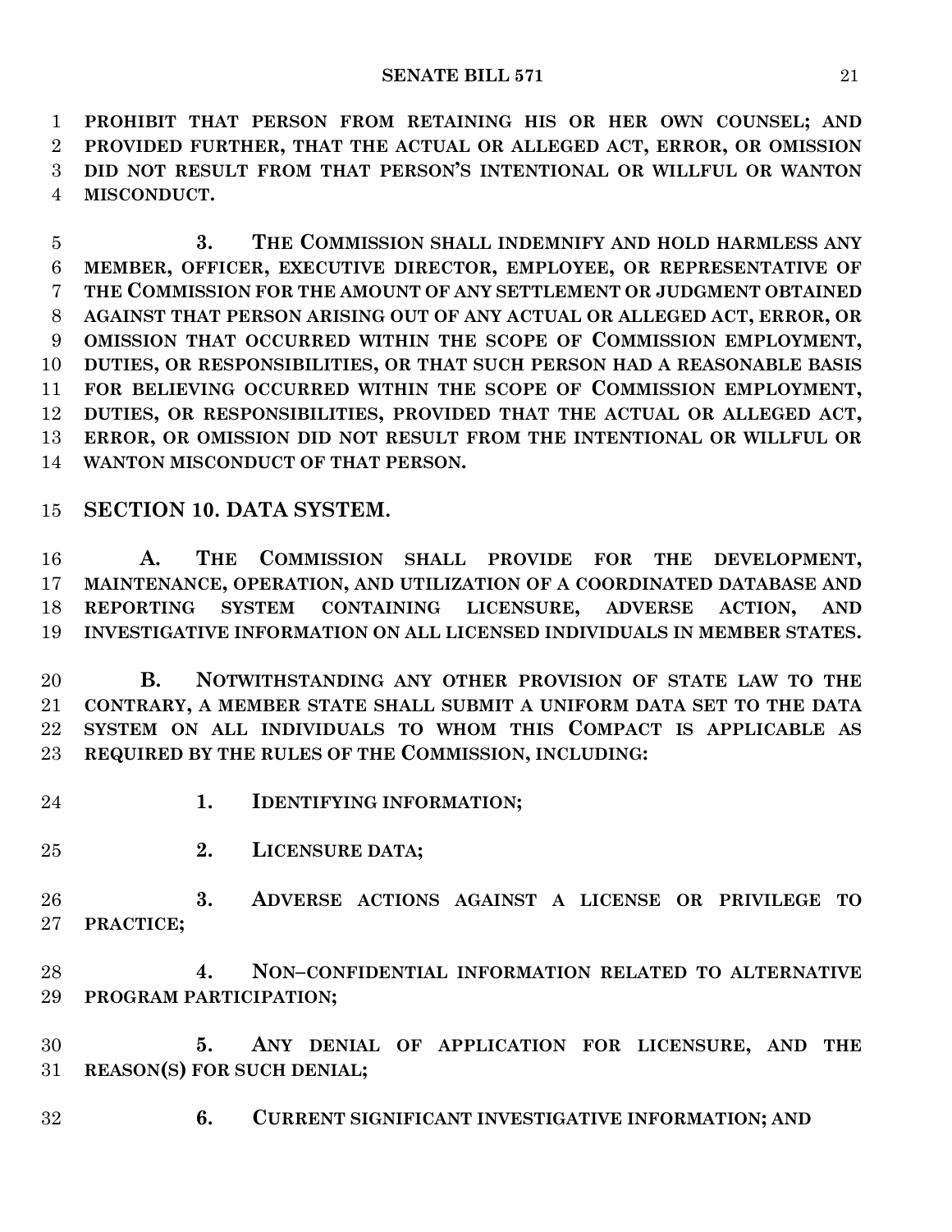**PROHIBIT THAT PERSON FROM RETAINING HIS OR HER OWN COUNSEL; AND PROVIDED FURTHER, THAT THE ACTUAL OR ALLEGED ACT, ERROR, OR OMISSION DID NOT RESULT FROM THAT PERSON'S INTENTIONAL OR WILLFUL OR WANTON MISCONDUCT.**

**3. THE COMMISSION SHALL INDEMNIFY AND HOLD HARMLESS ANY MEMBER, OFFICER, EXECUTIVE DIRECTOR, EMPLOYEE, OR REPRESENTATIVE OF THE COMMISSION FOR THE AMOUNT OF ANY SETTLEMENT OR JUDGMENT OBTAINED AGAINST THAT PERSON ARISING OUT OF ANY ACTUAL OR ALLEGED ACT, ERROR, OR OMISSION THAT OCCURRED WITHIN THE SCOPE OF COMMISSION EMPLOYMENT, DUTIES, OR RESPONSIBILITIES, OR THAT SUCH PERSON HAD A REASONABLE BASIS FOR BELIEVING OCCURRED WITHIN THE SCOPE OF COMMISSION EMPLOYMENT, DUTIES, OR RESPONSIBILITIES, PROVIDED THAT THE ACTUAL OR ALLEGED ACT, ERROR, OR OMISSION DID NOT RESULT FROM THE INTENTIONAL OR WILLFUL OR WANTON MISCONDUCT OF THAT PERSON.**

## SECTION 10. DATA SYSTEM.

**A. THE COMMISSION SHALL PROVIDE FOR THE DEVELOPMENT, MAINTENANCE, OPERATION, AND UTILIZATION OF A COORDINATED DATABASE AND REPORTING SYSTEM CONTAINING LICENSURE, ADVERSE ACTION, AND INVESTIGATIVE INFORMATION ON ALL LICENSED INDIVIDUALS IN MEMBER STATES.**

**B. NOTWITHSTANDING ANY OTHER PROVISION OF STATE LAW TO THE CONTRARY, A MEMBER STATE SHALL SUBMIT A UNIFORM DATA SET TO THE DATA SYSTEM ON ALL INDIVIDUALS TO WHOM THIS COMPACT IS APPLICABLE AS REQUIRED BY THE RULES OF THE COMMISSION, INCLUDING:**

**1. IDENTIFYING INFORMATION;**

**2. LICENSURE DATA;**

**3. ADVERSE ACTIONS AGAINST A LICENSE OR PRIVILEGE TO PRACTICE;**

**4. NON–CONFIDENTIAL INFORMATION RELATED TO ALTERNATIVE PROGRAM PARTICIPATION;**

**5. ANY DENIAL OF APPLICATION FOR LICENSURE, AND THE REASON(S) FOR SUCH DENIAL;**

**6. CURRENT SIGNIFICANT INVESTIGATIVE INFORMATION; AND**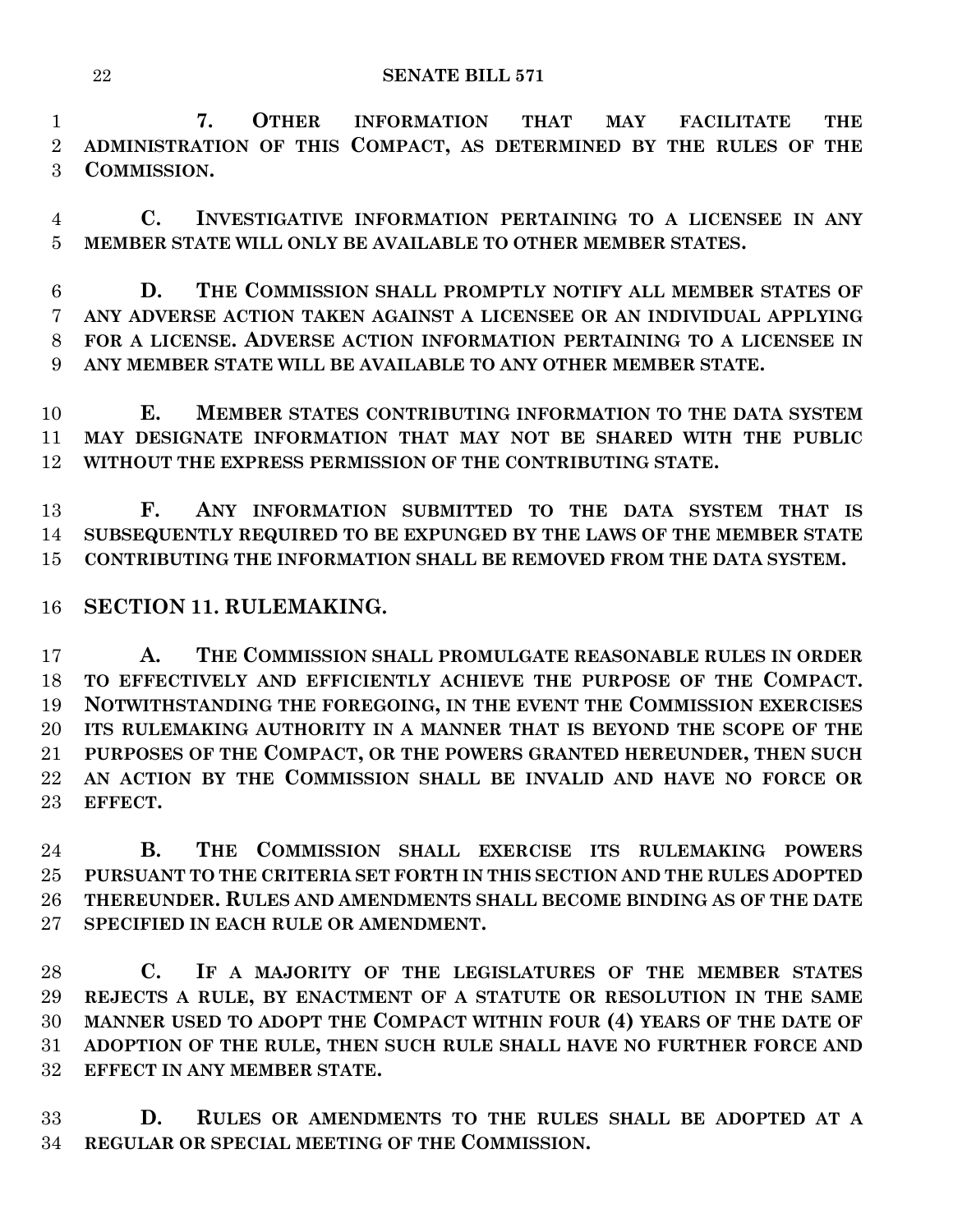**7. OTHER INFORMATION THAT MAY FACILITATE THE ADMINISTRATION OF THIS COMPACT, AS DETERMINED BY THE RULES OF THE COMMISSION.**

**C. INVESTIGATIVE INFORMATION PERTAINING TO A LICENSEE IN ANY MEMBER STATE WILL ONLY BE AVAILABLE TO OTHER MEMBER STATES.**

**D. THE COMMISSION SHALL PROMPTLY NOTIFY ALL MEMBER STATES OF ANY ADVERSE ACTION TAKEN AGAINST A LICENSEE OR AN INDIVIDUAL APPLYING FOR A LICENSE. ADVERSE ACTION INFORMATION PERTAINING TO A LICENSEE IN ANY MEMBER STATE WILL BE AVAILABLE TO ANY OTHER MEMBER STATE.**

**E. MEMBER STATES CONTRIBUTING INFORMATION TO THE DATA SYSTEM MAY DESIGNATE INFORMATION THAT MAY NOT BE SHARED WITH THE PUBLIC WITHOUT THE EXPRESS PERMISSION OF THE CONTRIBUTING STATE.**

**F. ANY INFORMATION SUBMITTED TO THE DATA SYSTEM THAT IS SUBSEQUENTLY REQUIRED TO BE EXPUNGED BY THE LAWS OF THE MEMBER STATE CONTRIBUTING THE INFORMATION SHALL BE REMOVED FROM THE DATA SYSTEM.**

## SECTION 11. RULEMAKING.

**A. THE COMMISSION SHALL PROMULGATE REASONABLE RULES IN ORDER TO EFFECTIVELY AND EFFICIENTLY ACHIEVE THE PURPOSE OF THE COMPACT. NOTWITHSTANDING THE FOREGOING, IN THE EVENT THE COMMISSION EXERCISES ITS RULEMAKING AUTHORITY IN A MANNER THAT IS BEYOND THE SCOPE OF THE PURPOSES OF THE COMPACT, OR THE POWERS GRANTED HEREUNDER, THEN SUCH AN ACTION BY THE COMMISSION SHALL BE INVALID AND HAVE NO FORCE OR EFFECT.**

**B. THE COMMISSION SHALL EXERCISE ITS RULEMAKING POWERS PURSUANT TO THE CRITERIA SET FORTH IN THIS SECTION AND THE RULES ADOPTED THEREUNDER. RULES AND AMENDMENTS SHALL BECOME BINDING AS OF THE DATE SPECIFIED IN EACH RULE OR AMENDMENT.**

**C. IF A MAJORITY OF THE LEGISLATURES OF THE MEMBER STATES REJECTS A RULE, BY ENACTMENT OF A STATUTE OR RESOLUTION IN THE SAME MANNER USED TO ADOPT THE COMPACT WITHIN FOUR (4) YEARS OF THE DATE OF ADOPTION OF THE RULE, THEN SUCH RULE SHALL HAVE NO FURTHER FORCE AND EFFECT IN ANY MEMBER STATE.**

**D. RULES OR AMENDMENTS TO THE RULES SHALL BE ADOPTED AT A REGULAR OR SPECIAL MEETING OF THE COMMISSION.**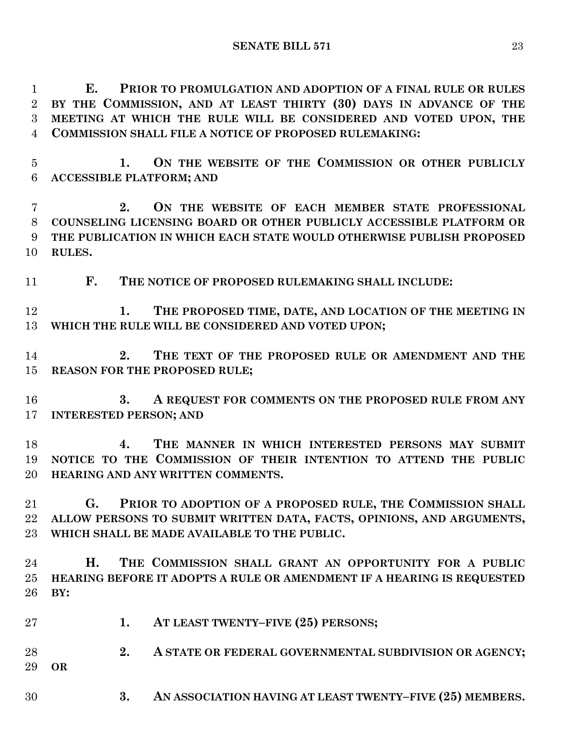**E. PRIOR TO PROMULGATION AND ADOPTION OF A FINAL RULE OR RULES BY THE COMMISSION, AND AT LEAST THIRTY (30) DAYS IN ADVANCE OF THE MEETING AT WHICH THE RULE WILL BE CONSIDERED AND VOTED UPON, THE COMMISSION SHALL FILE A NOTICE OF PROPOSED RULEMAKING:**

**1. ON THE WEBSITE OF THE COMMISSION OR OTHER PUBLICLY ACCESSIBLE PLATFORM; AND**

**2. ON THE WEBSITE OF EACH MEMBER STATE PROFESSIONAL COUNSELING LICENSING BOARD OR OTHER PUBLICLY ACCESSIBLE PLATFORM OR THE PUBLICATION IN WHICH EACH STATE WOULD OTHERWISE PUBLISH PROPOSED RULES.**

**F. THE NOTICE OF PROPOSED RULEMAKING SHALL INCLUDE:**

**1. THE PROPOSED TIME, DATE, AND LOCATION OF THE MEETING IN WHICH THE RULE WILL BE CONSIDERED AND VOTED UPON;**

**2. THE TEXT OF THE PROPOSED RULE OR AMENDMENT AND THE REASON FOR THE PROPOSED RULE;**

**3. A REQUEST FOR COMMENTS ON THE PROPOSED RULE FROM ANY INTERESTED PERSON; AND**

**4. THE MANNER IN WHICH INTERESTED PERSONS MAY SUBMIT NOTICE TO THE COMMISSION OF THEIR INTENTION TO ATTEND THE PUBLIC HEARING AND ANY WRITTEN COMMENTS.**

**G. PRIOR TO ADOPTION OF A PROPOSED RULE, THE COMMISSION SHALL ALLOW PERSONS TO SUBMIT WRITTEN DATA, FACTS, OPINIONS, AND ARGUMENTS, WHICH SHALL BE MADE AVAILABLE TO THE PUBLIC.**

**H. THE COMMISSION SHALL GRANT AN OPPORTUNITY FOR A PUBLIC HEARING BEFORE IT ADOPTS A RULE OR AMENDMENT IF A HEARING IS REQUESTED BY:**

**1. AT LEAST TWENTY–FIVE (25) PERSONS;**

**2. A STATE OR FEDERAL GOVERNMENTAL SUBDIVISION OR AGENCY; OR**

**3. AN ASSOCIATION HAVING AT LEAST TWENTY–FIVE (25) MEMBERS.**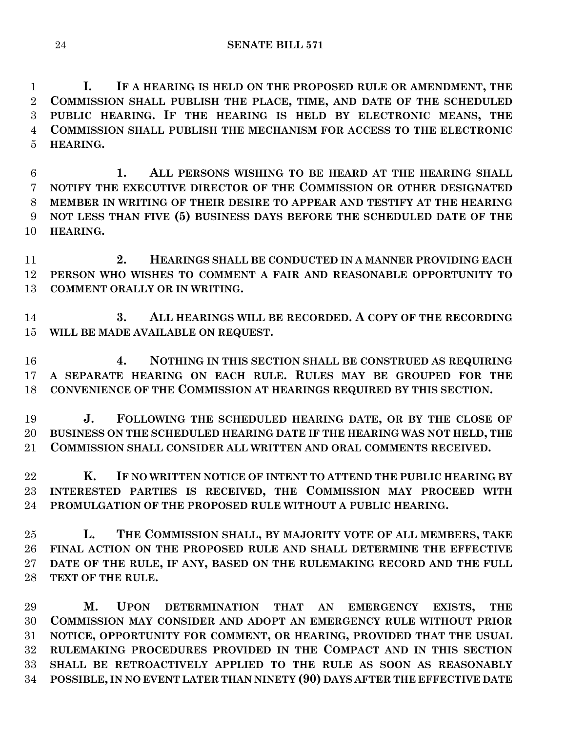**I. IF A HEARING IS HELD ON THE PROPOSED RULE OR AMENDMENT, THE COMMISSION SHALL PUBLISH THE PLACE, TIME, AND DATE OF THE SCHEDULED PUBLIC HEARING. IF THE HEARING IS HELD BY ELECTRONIC MEANS, THE COMMISSION SHALL PUBLISH THE MECHANISM FOR ACCESS TO THE ELECTRONIC HEARING.**

**1. ALL PERSONS WISHING TO BE HEARD AT THE HEARING SHALL NOTIFY THE EXECUTIVE DIRECTOR OF THE COMMISSION OR OTHER DESIGNATED MEMBER IN WRITING OF THEIR DESIRE TO APPEAR AND TESTIFY AT THE HEARING NOT LESS THAN FIVE (5) BUSINESS DAYS BEFORE THE SCHEDULED DATE OF THE HEARING.**

**2. HEARINGS SHALL BE CONDUCTED IN A MANNER PROVIDING EACH PERSON WHO WISHES TO COMMENT A FAIR AND REASONABLE OPPORTUNITY TO COMMENT ORALLY OR IN WRITING.**

**3. ALL HEARINGS WILL BE RECORDED. A COPY OF THE RECORDING WILL BE MADE AVAILABLE ON REQUEST.**

**4. NOTHING IN THIS SECTION SHALL BE CONSTRUED AS REQUIRING A SEPARATE HEARING ON EACH RULE. RULES MAY BE GROUPED FOR THE CONVENIENCE OF THE COMMISSION AT HEARINGS REQUIRED BY THIS SECTION.**

**J. FOLLOWING THE SCHEDULED HEARING DATE, OR BY THE CLOSE OF BUSINESS ON THE SCHEDULED HEARING DATE IF THE HEARING WAS NOT HELD, THE COMMISSION SHALL CONSIDER ALL WRITTEN AND ORAL COMMENTS RECEIVED.**

**K. IF NO WRITTEN NOTICE OF INTENT TO ATTEND THE PUBLIC HEARING BY INTERESTED PARTIES IS RECEIVED, THE COMMISSION MAY PROCEED WITH PROMULGATION OF THE PROPOSED RULE WITHOUT A PUBLIC HEARING.**

**L. THE COMMISSION SHALL, BY MAJORITY VOTE OF ALL MEMBERS, TAKE FINAL ACTION ON THE PROPOSED RULE AND SHALL DETERMINE THE EFFECTIVE DATE OF THE RULE, IF ANY, BASED ON THE RULEMAKING RECORD AND THE FULL TEXT OF THE RULE.**

**M. UPON DETERMINATION THAT AN EMERGENCY EXISTS, THE COMMISSION MAY CONSIDER AND ADOPT AN EMERGENCY RULE WITHOUT PRIOR NOTICE, OPPORTUNITY FOR COMMENT, OR HEARING, PROVIDED THAT THE USUAL RULEMAKING PROCEDURES PROVIDED IN THE COMPACT AND IN THIS SECTION SHALL BE RETROACTIVELY APPLIED TO THE RULE AS SOON AS REASONABLY POSSIBLE, IN NO EVENT LATER THAN NINETY (90) DAYS AFTER THE EFFECTIVE DATE**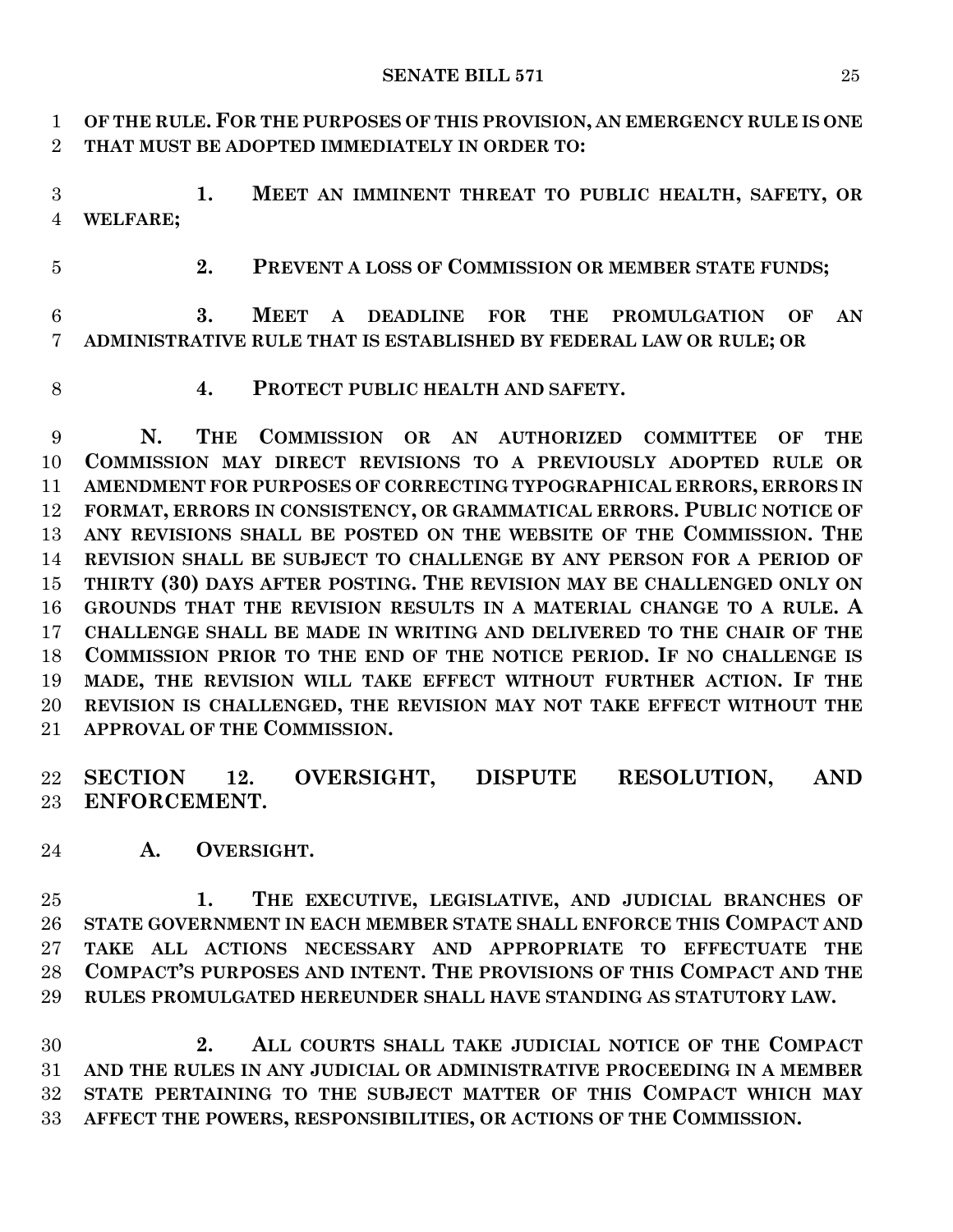**OF THE RULE. FOR THE PURPOSES OF THIS PROVISION, AN EMERGENCY RULE IS ONE THAT MUST BE ADOPTED IMMEDIATELY IN ORDER TO:**

**1. MEET AN IMMINENT THREAT TO PUBLIC HEALTH, SAFETY, OR WELFARE;**

**2. PREVENT A LOSS OF COMMISSION OR MEMBER STATE FUNDS;**

**3. MEET A DEADLINE FOR THE PROMULGATION OF AN ADMINISTRATIVE RULE THAT IS ESTABLISHED BY FEDERAL LAW OR RULE; OR**

**4. PROTECT PUBLIC HEALTH AND SAFETY.**

**N. THE COMMISSION OR AN AUTHORIZED COMMITTEE OF THE COMMISSION MAY DIRECT REVISIONS TO A PREVIOUSLY ADOPTED RULE OR AMENDMENT FOR PURPOSES OF CORRECTING TYPOGRAPHICAL ERRORS, ERRORS IN FORMAT, ERRORS IN CONSISTENCY, OR GRAMMATICAL ERRORS. PUBLIC NOTICE OF ANY REVISIONS SHALL BE POSTED ON THE WEBSITE OF THE COMMISSION. THE REVISION SHALL BE SUBJECT TO CHALLENGE BY ANY PERSON FOR A PERIOD OF THIRTY (30) DAYS AFTER POSTING. THE REVISION MAY BE CHALLENGED ONLY ON GROUNDS THAT THE REVISION RESULTS IN A MATERIAL CHANGE TO A RULE. A CHALLENGE SHALL BE MADE IN WRITING AND DELIVERED TO THE CHAIR OF THE COMMISSION PRIOR TO THE END OF THE NOTICE PERIOD. IF NO CHALLENGE IS MADE, THE REVISION WILL TAKE EFFECT WITHOUT FURTHER ACTION. IF THE REVISION IS CHALLENGED, THE REVISION MAY NOT TAKE EFFECT WITHOUT THE APPROVAL OF THE COMMISSION.**

## SECTION 12. OVERSIGHT, DISPUTE RESOLUTION, AND ENFORCEMENT.

**A. OVERSIGHT.**

**1. THE EXECUTIVE, LEGISLATIVE, AND JUDICIAL BRANCHES OF STATE GOVERNMENT IN EACH MEMBER STATE SHALL ENFORCE THIS COMPACT AND TAKE ALL ACTIONS NECESSARY AND APPROPRIATE TO EFFECTUATE THE COMPACT'S PURPOSES AND INTENT. THE PROVISIONS OF THIS COMPACT AND THE RULES PROMULGATED HEREUNDER SHALL HAVE STANDING AS STATUTORY LAW.**

**2. ALL COURTS SHALL TAKE JUDICIAL NOTICE OF THE COMPACT AND THE RULES IN ANY JUDICIAL OR ADMINISTRATIVE PROCEEDING IN A MEMBER STATE PERTAINING TO THE SUBJECT MATTER OF THIS COMPACT WHICH MAY AFFECT THE POWERS, RESPONSIBILITIES, OR ACTIONS OF THE COMMISSION.**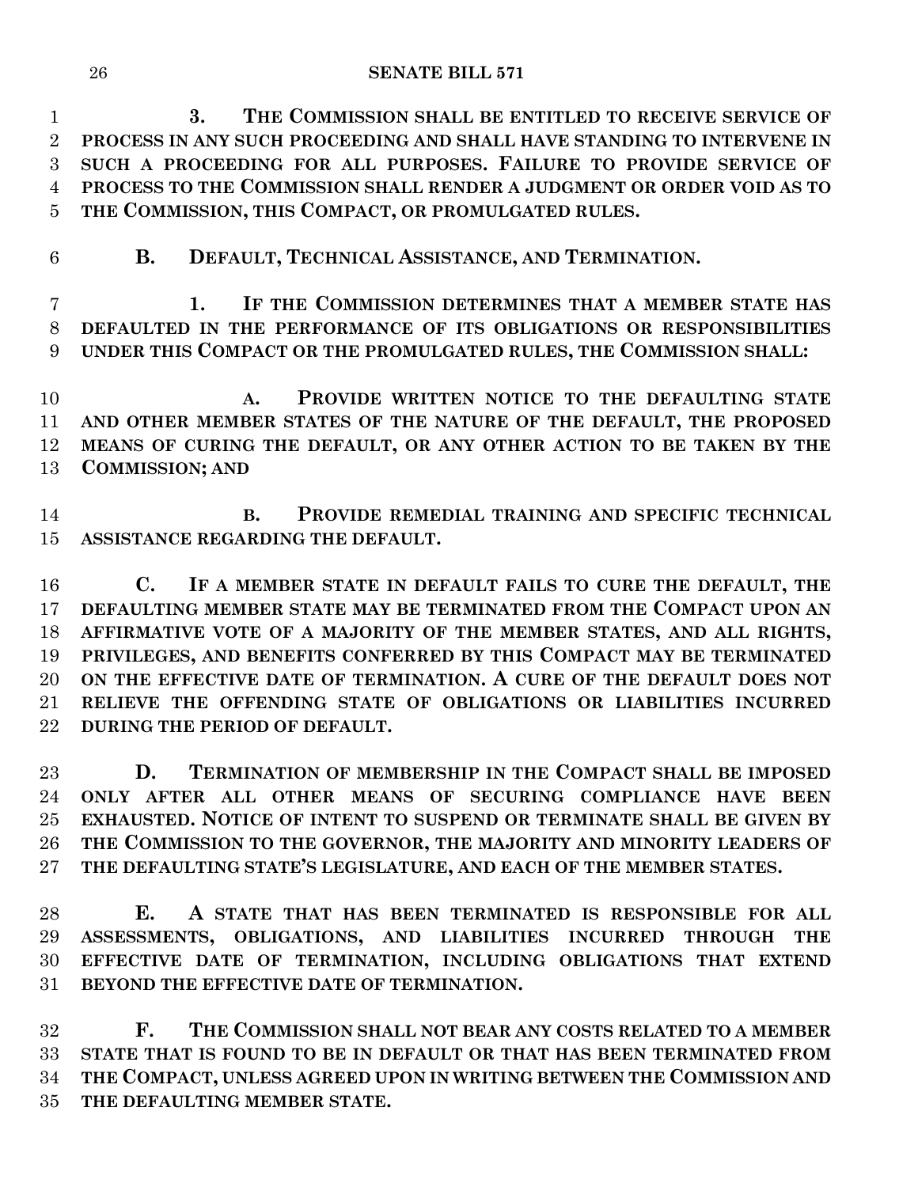**3. THE COMMISSION SHALL BE ENTITLED TO RECEIVE SERVICE OF PROCESS IN ANY SUCH PROCEEDING AND SHALL HAVE STANDING TO INTERVENE IN SUCH A PROCEEDING FOR ALL PURPOSES. FAILURE TO PROVIDE SERVICE OF PROCESS TO THE COMMISSION SHALL RENDER A JUDGMENT OR ORDER VOID AS TO THE COMMISSION, THIS COMPACT, OR PROMULGATED RULES.**

**B. DEFAULT, TECHNICAL ASSISTANCE, AND TERMINATION.**

**1. IF THE COMMISSION DETERMINES THAT A MEMBER STATE HAS DEFAULTED IN THE PERFORMANCE OF ITS OBLIGATIONS OR RESPONSIBILITIES UNDER THIS COMPACT OR THE PROMULGATED RULES, THE COMMISSION SHALL:**

**A. PROVIDE WRITTEN NOTICE TO THE DEFAULTING STATE AND OTHER MEMBER STATES OF THE NATURE OF THE DEFAULT, THE PROPOSED MEANS OF CURING THE DEFAULT, OR ANY OTHER ACTION TO BE TAKEN BY THE COMMISSION; AND**

**B. PROVIDE REMEDIAL TRAINING AND SPECIFIC TECHNICAL ASSISTANCE REGARDING THE DEFAULT.**

**C. IF A MEMBER STATE IN DEFAULT FAILS TO CURE THE DEFAULT, THE DEFAULTING MEMBER STATE MAY BE TERMINATED FROM THE COMPACT UPON AN AFFIRMATIVE VOTE OF A MAJORITY OF THE MEMBER STATES, AND ALL RIGHTS, PRIVILEGES, AND BENEFITS CONFERRED BY THIS COMPACT MAY BE TERMINATED ON THE EFFECTIVE DATE OF TERMINATION. A CURE OF THE DEFAULT DOES NOT RELIEVE THE OFFENDING STATE OF OBLIGATIONS OR LIABILITIES INCURRED DURING THE PERIOD OF DEFAULT.**

**D. TERMINATION OF MEMBERSHIP IN THE COMPACT SHALL BE IMPOSED ONLY AFTER ALL OTHER MEANS OF SECURING COMPLIANCE HAVE BEEN EXHAUSTED. NOTICE OF INTENT TO SUSPEND OR TERMINATE SHALL BE GIVEN BY THE COMMISSION TO THE GOVERNOR, THE MAJORITY AND MINORITY LEADERS OF THE DEFAULTING STATE'S LEGISLATURE, AND EACH OF THE MEMBER STATES.**

**E. A STATE THAT HAS BEEN TERMINATED IS RESPONSIBLE FOR ALL ASSESSMENTS, OBLIGATIONS, AND LIABILITIES INCURRED THROUGH THE EFFECTIVE DATE OF TERMINATION, INCLUDING OBLIGATIONS THAT EXTEND BEYOND THE EFFECTIVE DATE OF TERMINATION.**

**F. THE COMMISSION SHALL NOT BEAR ANY COSTS RELATED TO A MEMBER STATE THAT IS FOUND TO BE IN DEFAULT OR THAT HAS BEEN TERMINATED FROM THE COMPACT, UNLESS AGREED UPON IN WRITING BETWEEN THE COMMISSION AND THE DEFAULTING MEMBER STATE.**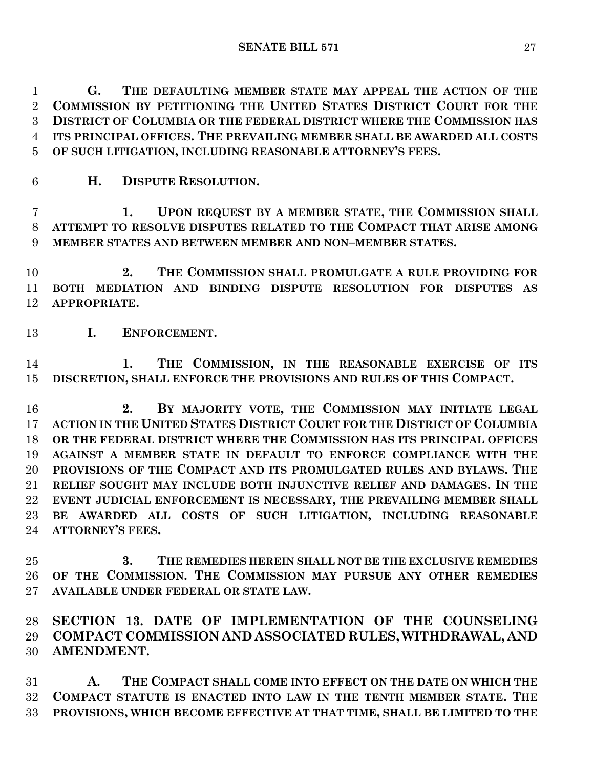G. THE DEFAULTING MEMBER STATE MAY APPEAL THE ACTION OF THE COMMISSION BY PETITIONING THE UNITED STATES DISTRICT COURT FOR THE DISTRICT OF COLUMBIA OR THE FEDERAL DISTRICT WHERE THE COMMISSION HAS ITS PRINCIPAL OFFICES. THE PREVAILING MEMBER SHALL BE AWARDED ALL COSTS OF SUCH LITIGATION, INCLUDING REASONABLE ATTORNEY'S FEES.

H. DISPUTE RESOLUTION.

1. UPON REQUEST BY A MEMBER STATE, THE COMMISSION SHALL ATTEMPT TO RESOLVE DISPUTES RELATED TO THE COMPACT THAT ARISE AMONG MEMBER STATES AND BETWEEN MEMBER AND NON–MEMBER STATES.

2. THE COMMISSION SHALL PROMULGATE A RULE PROVIDING FOR BOTH MEDIATION AND BINDING DISPUTE RESOLUTION FOR DISPUTES AS APPROPRIATE.

I. ENFORCEMENT.

1. THE COMMISSION, IN THE REASONABLE EXERCISE OF ITS DISCRETION, SHALL ENFORCE THE PROVISIONS AND RULES OF THIS COMPACT.

2. BY MAJORITY VOTE, THE COMMISSION MAY INITIATE LEGAL ACTION IN THE UNITED STATES DISTRICT COURT FOR THE DISTRICT OF COLUMBIA OR THE FEDERAL DISTRICT WHERE THE COMMISSION HAS ITS PRINCIPAL OFFICES AGAINST A MEMBER STATE IN DEFAULT TO ENFORCE COMPLIANCE WITH THE PROVISIONS OF THE COMPACT AND ITS PROMULGATED RULES AND BYLAWS. THE RELIEF SOUGHT MAY INCLUDE BOTH INJUNCTIVE RELIEF AND DAMAGES. IN THE EVENT JUDICIAL ENFORCEMENT IS NECESSARY, THE PREVAILING MEMBER SHALL BE AWARDED ALL COSTS OF SUCH LITIGATION, INCLUDING REASONABLE ATTORNEY'S FEES.

3. THE REMEDIES HEREIN SHALL NOT BE THE EXCLUSIVE REMEDIES OF THE COMMISSION. THE COMMISSION MAY PURSUE ANY OTHER REMEDIES AVAILABLE UNDER FEDERAL OR STATE LAW.

## SECTION 13. DATE OF IMPLEMENTATION OF THE COUNSELING COMPACT COMMISSION AND ASSOCIATED RULES, WITHDRAWAL, AND AMENDMENT.

A. THE COMPACT SHALL COME INTO EFFECT ON THE DATE ON WHICH THE COMPACT STATUTE IS ENACTED INTO LAW IN THE TENTH MEMBER STATE. THE PROVISIONS, WHICH BECOME EFFECTIVE AT THAT TIME, SHALL BE LIMITED TO THE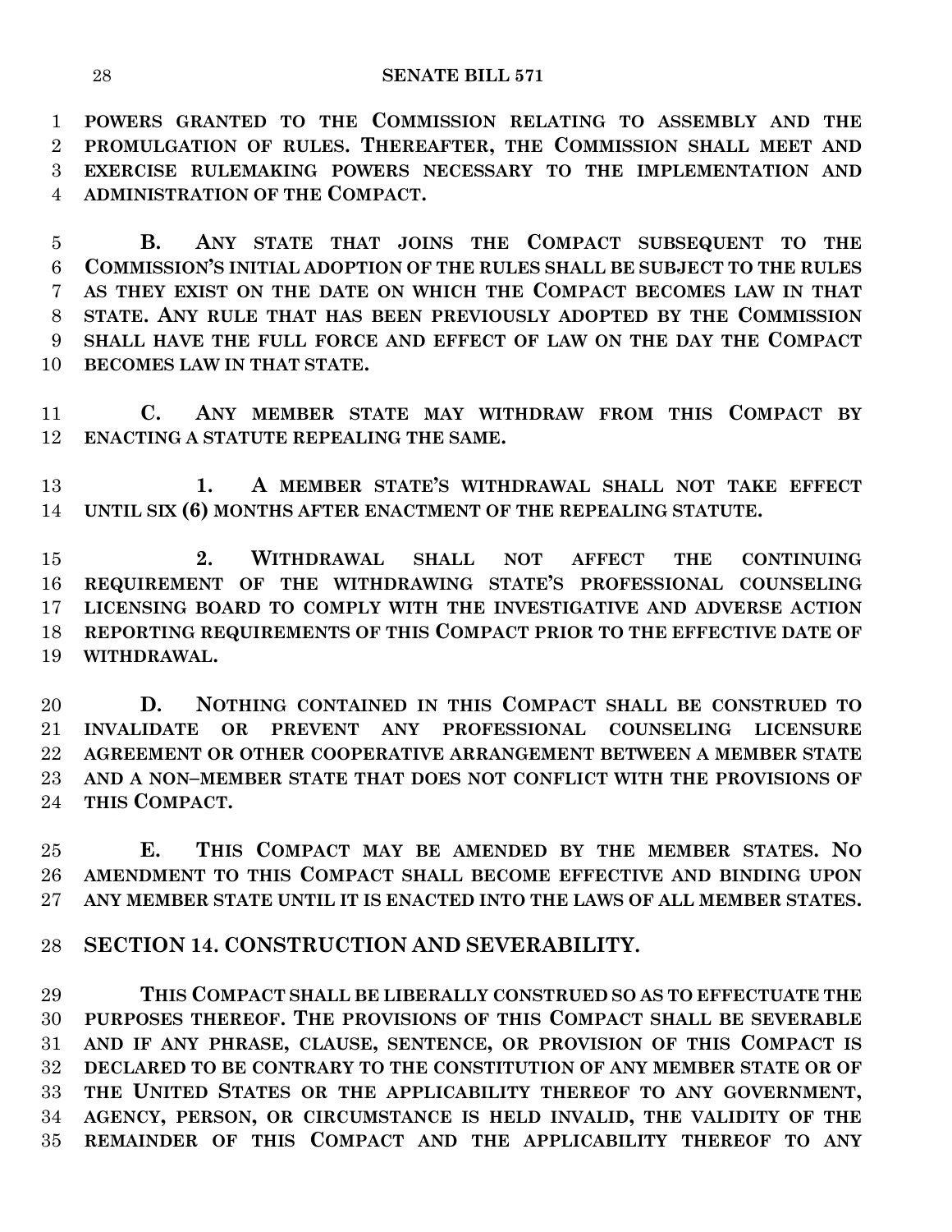**POWERS GRANTED TO THE COMMISSION RELATING TO ASSEMBLY AND THE PROMULGATION OF RULES. THEREAFTER, THE COMMISSION SHALL MEET AND EXERCISE RULEMAKING POWERS NECESSARY TO THE IMPLEMENTATION AND ADMINISTRATION OF THE COMPACT.**

**B. ANY STATE THAT JOINS THE COMPACT SUBSEQUENT TO THE COMMISSION'S INITIAL ADOPTION OF THE RULES SHALL BE SUBJECT TO THE RULES AS THEY EXIST ON THE DATE ON WHICH THE COMPACT BECOMES LAW IN THAT STATE. ANY RULE THAT HAS BEEN PREVIOUSLY ADOPTED BY THE COMMISSION SHALL HAVE THE FULL FORCE AND EFFECT OF LAW ON THE DAY THE COMPACT BECOMES LAW IN THAT STATE.**

**C. ANY MEMBER STATE MAY WITHDRAW FROM THIS COMPACT BY ENACTING A STATUTE REPEALING THE SAME.**

**1. A MEMBER STATE'S WITHDRAWAL SHALL NOT TAKE EFFECT UNTIL SIX (6) MONTHS AFTER ENACTMENT OF THE REPEALING STATUTE.**

**2. WITHDRAWAL SHALL NOT AFFECT THE CONTINUING REQUIREMENT OF THE WITHDRAWING STATE'S PROFESSIONAL COUNSELING LICENSING BOARD TO COMPLY WITH THE INVESTIGATIVE AND ADVERSE ACTION REPORTING REQUIREMENTS OF THIS COMPACT PRIOR TO THE EFFECTIVE DATE OF WITHDRAWAL.**

**D. NOTHING CONTAINED IN THIS COMPACT SHALL BE CONSTRUED TO INVALIDATE OR PREVENT ANY PROFESSIONAL COUNSELING LICENSURE AGREEMENT OR OTHER COOPERATIVE ARRANGEMENT BETWEEN A MEMBER STATE AND A NON–MEMBER STATE THAT DOES NOT CONFLICT WITH THE PROVISIONS OF THIS COMPACT.**

**E. THIS COMPACT MAY BE AMENDED BY THE MEMBER STATES. NO AMENDMENT TO THIS COMPACT SHALL BECOME EFFECTIVE AND BINDING UPON ANY MEMBER STATE UNTIL IT IS ENACTED INTO THE LAWS OF ALL MEMBER STATES.**

## SECTION 14. CONSTRUCTION AND SEVERABILITY.

**THIS COMPACT SHALL BE LIBERALLY CONSTRUED SO AS TO EFFECTUATE THE PURPOSES THEREOF. THE PROVISIONS OF THIS COMPACT SHALL BE SEVERABLE AND IF ANY PHRASE, CLAUSE, SENTENCE, OR PROVISION OF THIS COMPACT IS DECLARED TO BE CONTRARY TO THE CONSTITUTION OF ANY MEMBER STATE OR OF THE UNITED STATES OR THE APPLICABILITY THEREOF TO ANY GOVERNMENT, AGENCY, PERSON, OR CIRCUMSTANCE IS HELD INVALID, THE VALIDITY OF THE REMAINDER OF THIS COMPACT AND THE APPLICABILITY THEREOF TO ANY**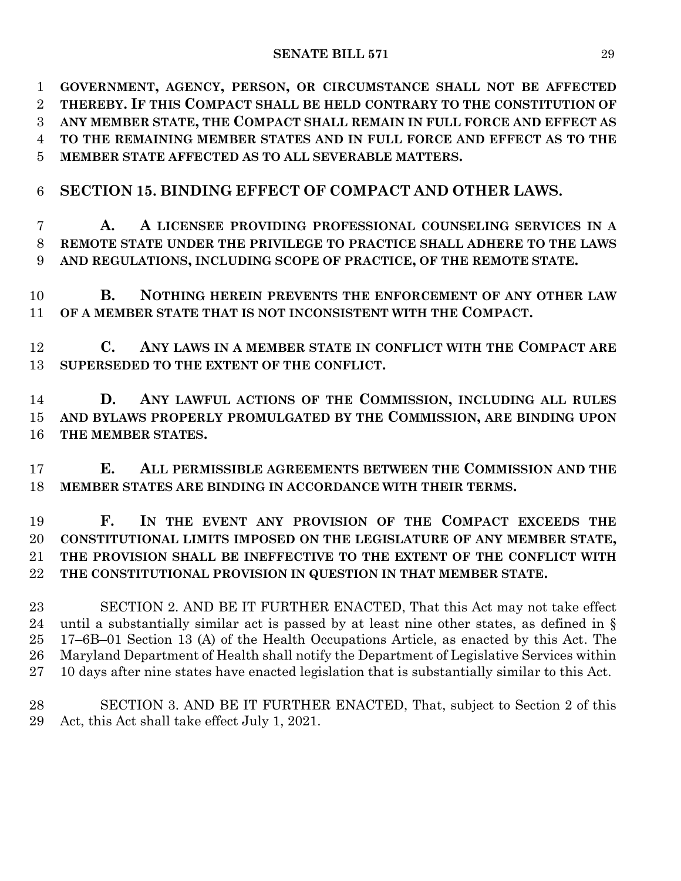**GOVERNMENT, AGENCY, PERSON, OR CIRCUMSTANCE SHALL NOT BE AFFECTED THEREBY. IF THIS COMPACT SHALL BE HELD CONTRARY TO THE CONSTITUTION OF ANY MEMBER STATE, THE COMPACT SHALL REMAIN IN FULL FORCE AND EFFECT AS TO THE REMAINING MEMBER STATES AND IN FULL FORCE AND EFFECT AS TO THE MEMBER STATE AFFECTED AS TO ALL SEVERABLE MATTERS.**

## SECTION 15. BINDING EFFECT OF COMPACT AND OTHER LAWS.

**A. A LICENSEE PROVIDING PROFESSIONAL COUNSELING SERVICES IN A REMOTE STATE UNDER THE PRIVILEGE TO PRACTICE SHALL ADHERE TO THE LAWS AND REGULATIONS, INCLUDING SCOPE OF PRACTICE, OF THE REMOTE STATE.**

**B. NOTHING HEREIN PREVENTS THE ENFORCEMENT OF ANY OTHER LAW OF A MEMBER STATE THAT IS NOT INCONSISTENT WITH THE COMPACT.**

**C. ANY LAWS IN A MEMBER STATE IN CONFLICT WITH THE COMPACT ARE SUPERSEDED TO THE EXTENT OF THE CONFLICT.**

**D. ANY LAWFUL ACTIONS OF THE COMMISSION, INCLUDING ALL RULES AND BYLAWS PROPERLY PROMULGATED BY THE COMMISSION, ARE BINDING UPON THE MEMBER STATES.**

**E. ALL PERMISSIBLE AGREEMENTS BETWEEN THE COMMISSION AND THE MEMBER STATES ARE BINDING IN ACCORDANCE WITH THEIR TERMS.**

**F. IN THE EVENT ANY PROVISION OF THE COMPACT EXCEEDS THE CONSTITUTIONAL LIMITS IMPOSED ON THE LEGISLATURE OF ANY MEMBER STATE, THE PROVISION SHALL BE INEFFECTIVE TO THE EXTENT OF THE CONFLICT WITH THE CONSTITUTIONAL PROVISION IN QUESTION IN THAT MEMBER STATE.**

SECTION 2. AND BE IT FURTHER ENACTED, That this Act may not take effect until a substantially similar act is passed by at least nine other states, as defined in § 17–6B–01 Section 13 (A) of the Health Occupations Article, as enacted by this Act. The Maryland Department of Health shall notify the Department of Legislative Services within 10 days after nine states have enacted legislation that is substantially similar to this Act.

SECTION 3. AND BE IT FURTHER ENACTED, That, subject to Section 2 of this Act, this Act shall take effect July 1, 2021.